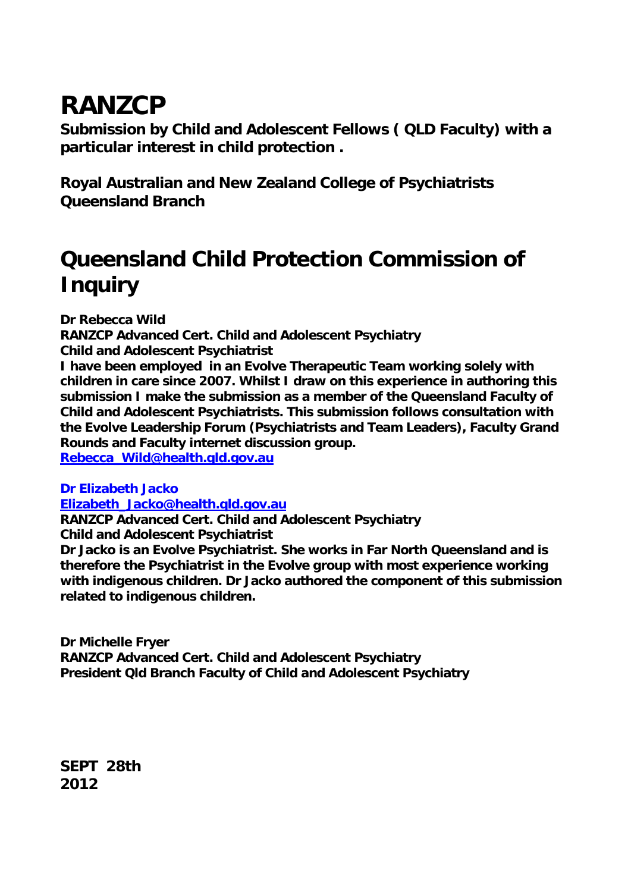# RANZCP

**Submission by Child and Adolescent Fellows ( QLD Faculty) with a particular interest in child protection .**

**Royal Australian and New Zealand College of Psychiatrists Queensland Branch**

# Queensland Child Protection Commission of Inquiry

**Dr Rebecca Wild**
**RANZCP Advanced Cert. Child and Adolescent Psychiatry**
**Child and Adolescent Psychiatrist**
**I have been employed in an Evolve Therapeutic Team working solely with children in care since 2007. Whilst I draw on this experience in authoring this submission I make the submission as a member of the Queensland Faculty of Child and Adolescent Psychiatrists. This submission follows consultation with the Evolve Leadership Forum (Psychiatrists and Team Leaders), Faculty Grand Rounds and Faculty internet discussion group.**
**Rebecca_Wild@health.qld.gov.au**

**Dr Elizabeth Jacko**
**Elizabeth_Jacko@health.qld.gov.au**
**RANZCP Advanced Cert. Child and Adolescent Psychiatry**
**Child and Adolescent Psychiatrist**
**Dr Jacko is an Evolve Psychiatrist. She works in Far North Queensland and is therefore the Psychiatrist in the Evolve group with most experience working with indigenous children. Dr Jacko authored the component of this submission related to indigenous children.**

**Dr Michelle Fryer**
**RANZCP Advanced Cert. Child and Adolescent Psychiatry**
**President Qld Branch Faculty of Child and Adolescent Psychiatry**

**SEPT 28th**
**2012**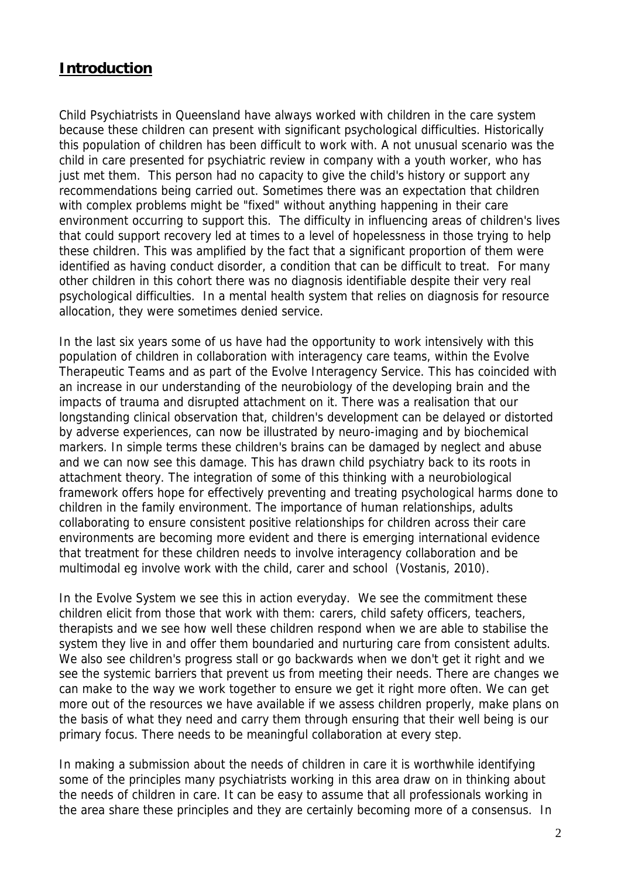## Introduction

Child Psychiatrists in Queensland have always worked with children in the care system because these children can present with significant psychological difficulties. Historically this population of children has been difficult to work with. A not unusual scenario was the child in care presented for psychiatric review in company with a youth worker, who has just met them. This person had no capacity to give the child's history or support any recommendations being carried out. Sometimes there was an expectation that children with complex problems might be "fixed" without anything happening in their care environment occurring to support this. The difficulty in influencing areas of children's lives that could support recovery led at times to a level of hopelessness in those trying to help these children. This was amplified by the fact that a significant proportion of them were identified as having conduct disorder, a condition that can be difficult to treat. For many other children in this cohort there was no diagnosis identifiable despite their very real psychological difficulties. In a mental health system that relies on diagnosis for resource allocation, they were sometimes denied service.

In the last six years some of us have had the opportunity to work intensively with this population of children in collaboration with interagency care teams, within the Evolve Therapeutic Teams and as part of the Evolve Interagency Service. This has coincided with an increase in our understanding of the neurobiology of the developing brain and the impacts of trauma and disrupted attachment on it. There was a realisation that our longstanding clinical observation that, children's development can be delayed or distorted by adverse experiences, can now be illustrated by neuro-imaging and by biochemical markers. In simple terms these children's brains can be damaged by neglect and abuse and we can now see this damage. This has drawn child psychiatry back to its roots in attachment theory. The integration of some of this thinking with a neurobiological framework offers hope for effectively preventing and treating psychological harms done to children in the family environment. The importance of human relationships, adults collaborating to ensure consistent positive relationships for children across their care environments are becoming more evident and there is emerging international evidence that treatment for these children needs to involve interagency collaboration and be multimodal eg involve work with the child, carer and school (Vostanis, 2010).

In the Evolve System we see this in action everyday. We see the commitment these children elicit from those that work with them: carers, child safety officers, teachers, therapists and we see how well these children respond when we are able to stabilise the system they live in and offer them boundaried and nurturing care from consistent adults. We also see children's progress stall or go backwards when we don't get it right and we see the systemic barriers that prevent us from meeting their needs. There are changes we can make to the way we work together to ensure we get it right more often. We can get more out of the resources we have available if we assess children properly, make plans on the basis of what they need and carry them through ensuring that their well being is our primary focus. There needs to be meaningful collaboration at every step.

In making a submission about the needs of children in care it is worthwhile identifying some of the principles many psychiatrists working in this area draw on in thinking about the needs of children in care. It can be easy to assume that all professionals working in the area share these principles and they are certainly becoming more of a consensus. In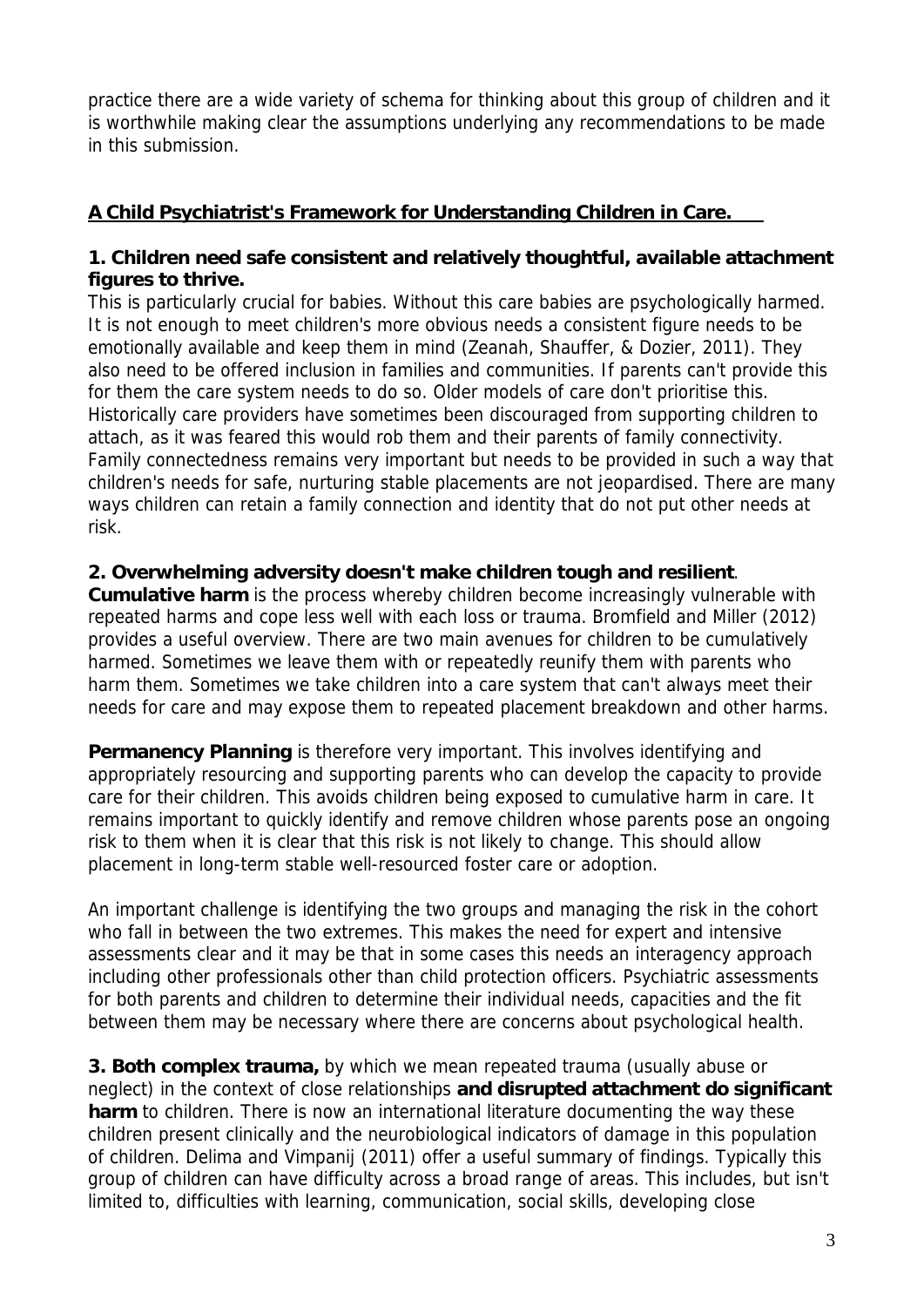practice there are a wide variety of schema for thinking about this group of children and it is worthwhile making clear the assumptions underlying any recommendations to be made in this submission.

## A Child Psychiatrist's Framework for Understanding Children in Care.

**1. Children need safe consistent and relatively thoughtful, available attachment figures to thrive.**

This is particularly crucial for babies. Without this care babies are psychologically harmed. It is not enough to meet children's more obvious needs a consistent figure needs to be emotionally available and keep them in mind (Zeanah, Shauffer, & Dozier, 2011). They also need to be offered inclusion in families and communities. If parents can't provide this for them the care system needs to do so. Older models of care don't prioritise this. Historically care providers have sometimes been discouraged from supporting children to attach, as it was feared this would rob them and their parents of family connectivity. Family connectedness remains very important but needs to be provided in such a way that children's needs for safe, nurturing stable placements are not jeopardised. There are many ways children can retain a family connection and identity that do not put other needs at risk.

**2. Overwhelming adversity doesn't make children tough and resilient**.

**Cumulative harm** is the process whereby children become increasingly vulnerable with repeated harms and cope less well with each loss or trauma. Bromfield and Miller (2012) provides a useful overview. There are two main avenues for children to be cumulatively harmed. Sometimes we leave them with or repeatedly reunify them with parents who harm them. Sometimes we take children into a care system that can't always meet their needs for care and may expose them to repeated placement breakdown and other harms.

**Permanency Planning** is therefore very important. This involves identifying and appropriately resourcing and supporting parents who can develop the capacity to provide care for their children. This avoids children being exposed to cumulative harm in care. It remains important to quickly identify and remove children whose parents pose an ongoing risk to them when it is clear that this risk is not likely to change. This should allow placement in long-term stable well-resourced foster care or adoption.

An important challenge is identifying the two groups and managing the risk in the cohort who fall in between the two extremes. This makes the need for expert and intensive assessments clear and it may be that in some cases this needs an interagency approach including other professionals other than child protection officers. Psychiatric assessments for both parents and children to determine their individual needs, capacities and the fit between them may be necessary where there are concerns about psychological health.

**3. Both complex trauma,** by which we mean repeated trauma (usually abuse or neglect) in the context of close relationships **and disrupted attachment do significant harm** to children. There is now an international literature documenting the way these children present clinically and the neurobiological indicators of damage in this population of children. Delima and Vimpanij (2011) offer a useful summary of findings. Typically this group of children can have difficulty across a broad range of areas. This includes, but isn't limited to, difficulties with learning, communication, social skills, developing close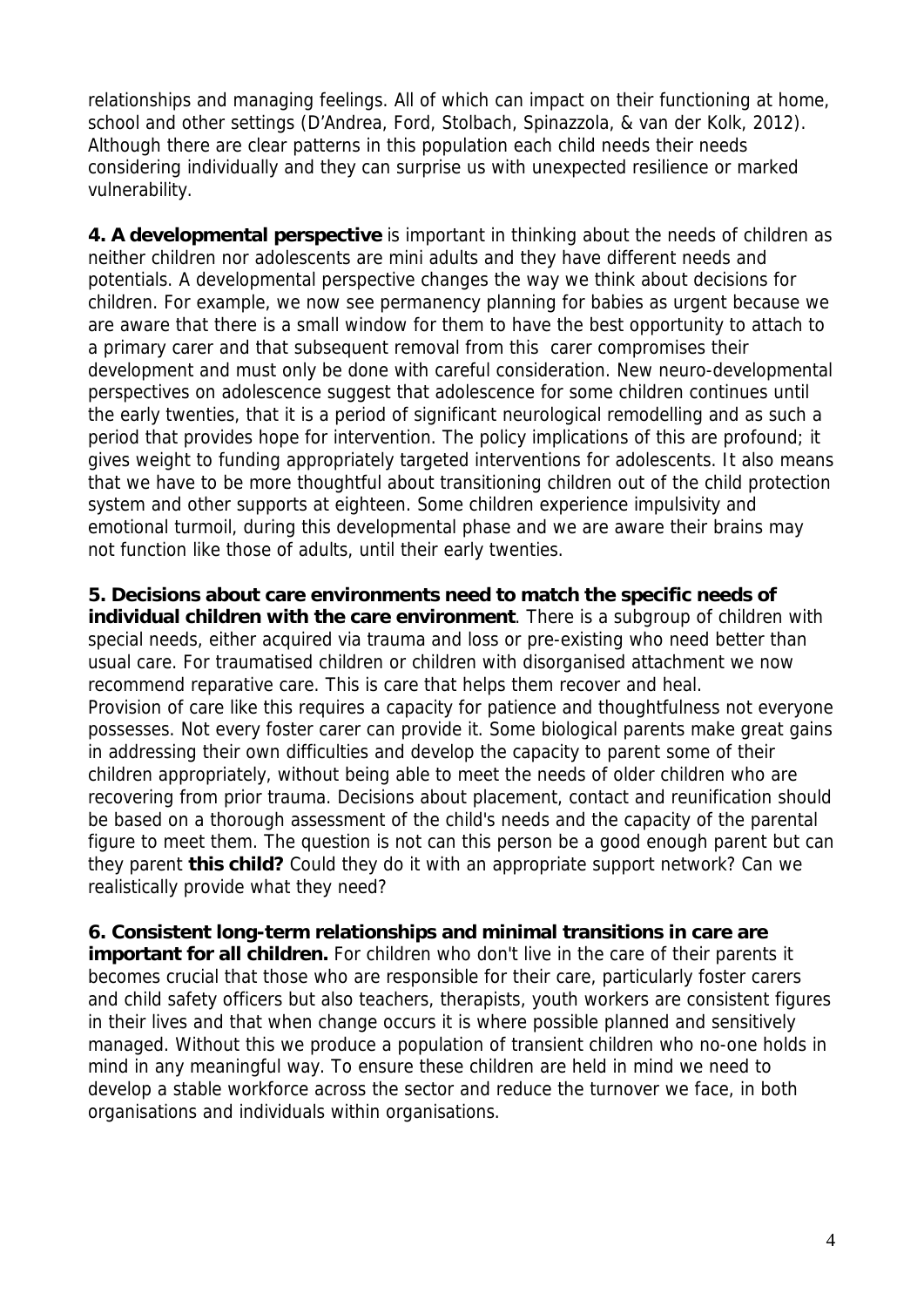relationships and managing feelings. All of which can impact on their functioning at home, school and other settings (D'Andrea, Ford, Stolbach, Spinazzola, & van der Kolk, 2012). Although there are clear patterns in this population each child needs their needs considering individually and they can surprise us with unexpected resilience or marked vulnerability.

**4. A developmental perspective** is important in thinking about the needs of children as neither children nor adolescents are mini adults and they have different needs and potentials. A developmental perspective changes the way we think about decisions for children. For example, we now see permanency planning for babies as urgent because we are aware that there is a small window for them to have the best opportunity to attach to a primary carer and that subsequent removal from this carer compromises their development and must only be done with careful consideration. New neuro-developmental perspectives on adolescence suggest that adolescence for some children continues until the early twenties, that it is a period of significant neurological remodelling and as such a period that provides hope for intervention. The policy implications of this are profound; it gives weight to funding appropriately targeted interventions for adolescents. It also means that we have to be more thoughtful about transitioning children out of the child protection system and other supports at eighteen. Some children experience impulsivity and emotional turmoil, during this developmental phase and we are aware their brains may not function like those of adults, until their early twenties.

**5. Decisions about care environments need to match the specific needs of individual children with the care environment**. There is a subgroup of children with special needs, either acquired via trauma and loss or pre-existing who need better than usual care. For traumatised children or children with disorganised attachment we now recommend reparative care. This is care that helps them recover and heal.
Provision of care like this requires a capacity for patience and thoughtfulness not everyone possesses. Not every foster carer can provide it. Some biological parents make great gains in addressing their own difficulties and develop the capacity to parent some of their children appropriately, without being able to meet the needs of older children who are recovering from prior trauma. Decisions about placement, contact and reunification should be based on a thorough assessment of the child's needs and the capacity of the parental figure to meet them. The question is not can this person be a good enough parent but can they parent **this child?** Could they do it with an appropriate support network? Can we realistically provide what they need?

**6. Consistent long-term relationships and minimal transitions in care are important for all children.** For children who don't live in the care of their parents it becomes crucial that those who are responsible for their care, particularly foster carers and child safety officers but also teachers, therapists, youth workers are consistent figures in their lives and that when change occurs it is where possible planned and sensitively managed. Without this we produce a population of transient children who no-one holds in mind in any meaningful way. To ensure these children are held in mind we need to develop a stable workforce across the sector and reduce the turnover we face, in both organisations and individuals within organisations.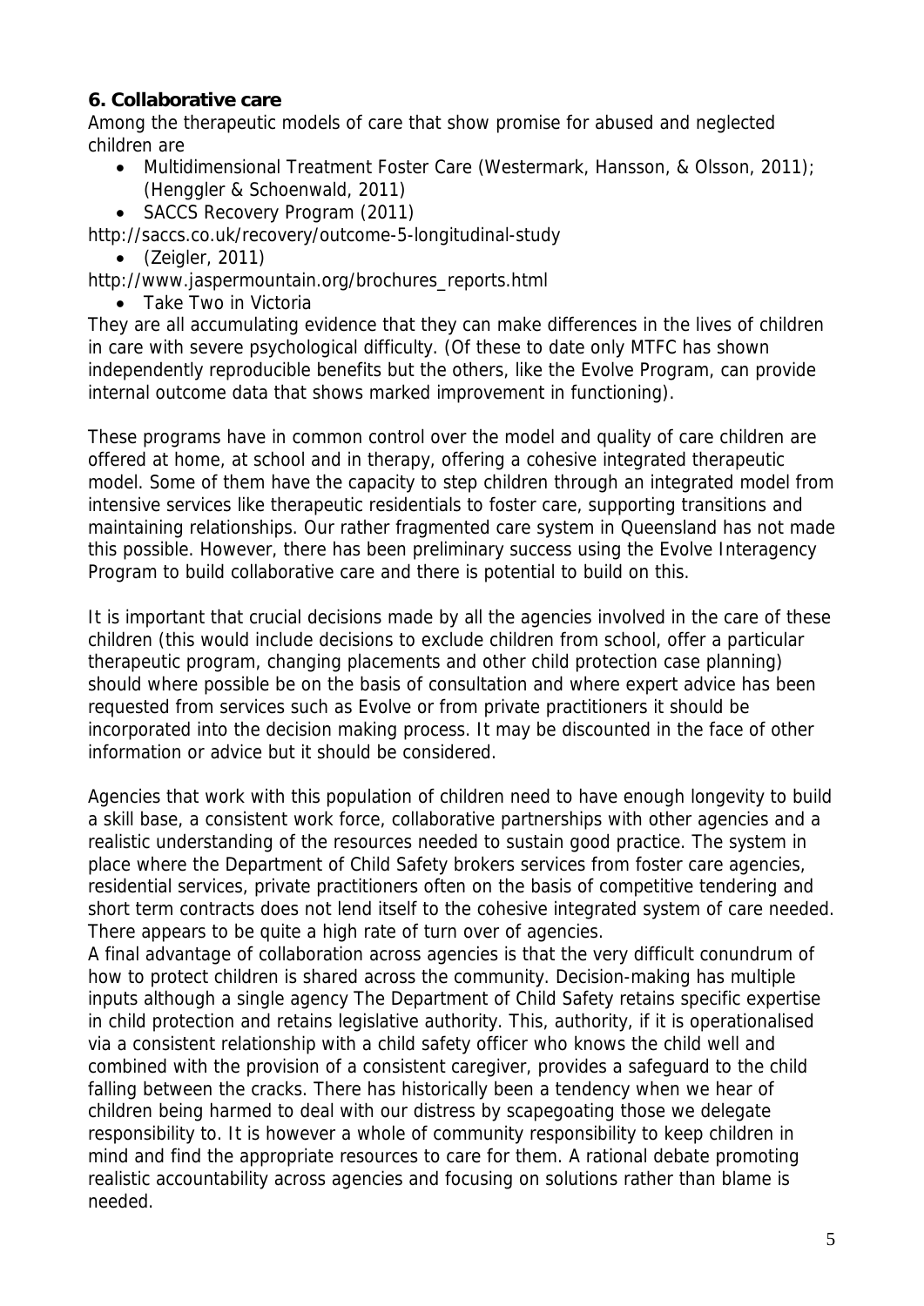### 6. Collaborative care

Among the therapeutic models of care that show promise for abused and neglected children are

- Multidimensional Treatment Foster Care (Westermark, Hansson, & Olsson, 2011); (Henggler & Schoenwald, 2011)
- SACCS Recovery Program (2011)

http://saccs.co.uk/recovery/outcome-5-longitudinal-study

- (Zeigler, 2011)

http://www.jaspermountain.org/brochures_reports.html

- Take Two in Victoria

They are all accumulating evidence that they can make differences in the lives of children in care with severe psychological difficulty. (Of these to date only MTFC has shown independently reproducible benefits but the others, like the Evolve Program, can provide internal outcome data that shows marked improvement in functioning).

These programs have in common control over the model and quality of care children are offered at home, at school and in therapy, offering a cohesive integrated therapeutic model. Some of them have the capacity to step children through an integrated model from intensive services like therapeutic residentials to foster care, supporting transitions and maintaining relationships. Our rather fragmented care system in Queensland has not made this possible. However, there has been preliminary success using the Evolve Interagency Program to build collaborative care and there is potential to build on this.

It is important that crucial decisions made by all the agencies involved in the care of these children (this would include decisions to exclude children from school, offer a particular therapeutic program, changing placements and other child protection case planning) should where possible be on the basis of consultation and where expert advice has been requested from services such as Evolve or from private practitioners it should be incorporated into the decision making process. It may be discounted in the face of other information or advice but it should be considered.

Agencies that work with this population of children need to have enough longevity to build a skill base, a consistent work force, collaborative partnerships with other agencies and a realistic understanding of the resources needed to sustain good practice. The system in place where the Department of Child Safety brokers services from foster care agencies, residential services, private practitioners often on the basis of competitive tendering and short term contracts does not lend itself to the cohesive integrated system of care needed. There appears to be quite a high rate of turn over of agencies.

A final advantage of collaboration across agencies is that the very difficult conundrum of how to protect children is shared across the community. Decision-making has multiple inputs although a single agency The Department of Child Safety retains specific expertise in child protection and retains legislative authority. This, authority, if it is operationalised via a consistent relationship with a child safety officer who knows the child well and combined with the provision of a consistent caregiver, provides a safeguard to the child falling between the cracks. There has historically been a tendency when we hear of children being harmed to deal with our distress by scapegoating those we delegate responsibility to. It is however a whole of community responsibility to keep children in mind and find the appropriate resources to care for them. A rational debate promoting realistic accountability across agencies and focusing on solutions rather than blame is needed.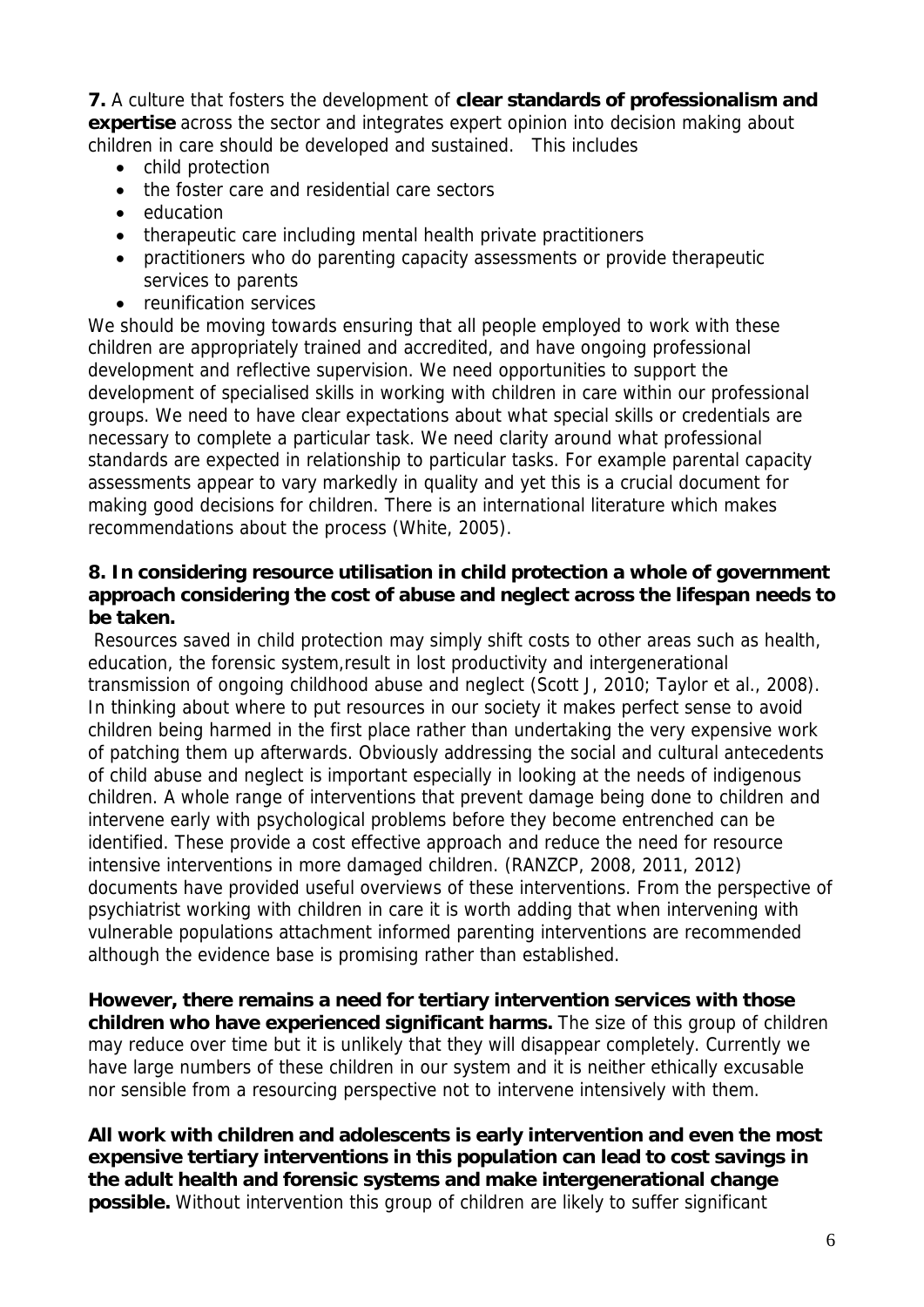**7.** A culture that fosters the development of **clear standards of professionalism and expertise** across the sector and integrates expert opinion into decision making about children in care should be developed and sustained. This includes

- child protection
- the foster care and residential care sectors
- education
- therapeutic care including mental health private practitioners
- practitioners who do parenting capacity assessments or provide therapeutic services to parents
- reunification services

We should be moving towards ensuring that all people employed to work with these children are appropriately trained and accredited, and have ongoing professional development and reflective supervision. We need opportunities to support the development of specialised skills in working with children in care within our professional groups. We need to have clear expectations about what special skills or credentials are necessary to complete a particular task. We need clarity around what professional standards are expected in relationship to particular tasks. For example parental capacity assessments appear to vary markedly in quality and yet this is a crucial document for making good decisions for children. There is an international literature which makes recommendations about the process (White, 2005).

**8. In considering resource utilisation in child protection a whole of government approach considering the cost of abuse and neglect across the lifespan needs to be taken.**

Resources saved in child protection may simply shift costs to other areas such as health, education, the forensic system,result in lost productivity and intergenerational transmission of ongoing childhood abuse and neglect (Scott J, 2010; Taylor et al., 2008). In thinking about where to put resources in our society it makes perfect sense to avoid children being harmed in the first place rather than undertaking the very expensive work of patching them up afterwards. Obviously addressing the social and cultural antecedents of child abuse and neglect is important especially in looking at the needs of indigenous children. A whole range of interventions that prevent damage being done to children and intervene early with psychological problems before they become entrenched can be identified. These provide a cost effective approach and reduce the need for resource intensive interventions in more damaged children. (RANZCP, 2008, 2011, 2012) documents have provided useful overviews of these interventions. From the perspective of psychiatrist working with children in care it is worth adding that when intervening with vulnerable populations attachment informed parenting interventions are recommended although the evidence base is promising rather than established.

**However, there remains a need for tertiary intervention services with those children who have experienced significant harms.** The size of this group of children may reduce over time but it is unlikely that they will disappear completely. Currently we have large numbers of these children in our system and it is neither ethically excusable nor sensible from a resourcing perspective not to intervene intensively with them.

**All work with children and adolescents is early intervention and even the most expensive tertiary interventions in this population can lead to cost savings in the adult health and forensic systems and make intergenerational change possible.** Without intervention this group of children are likely to suffer significant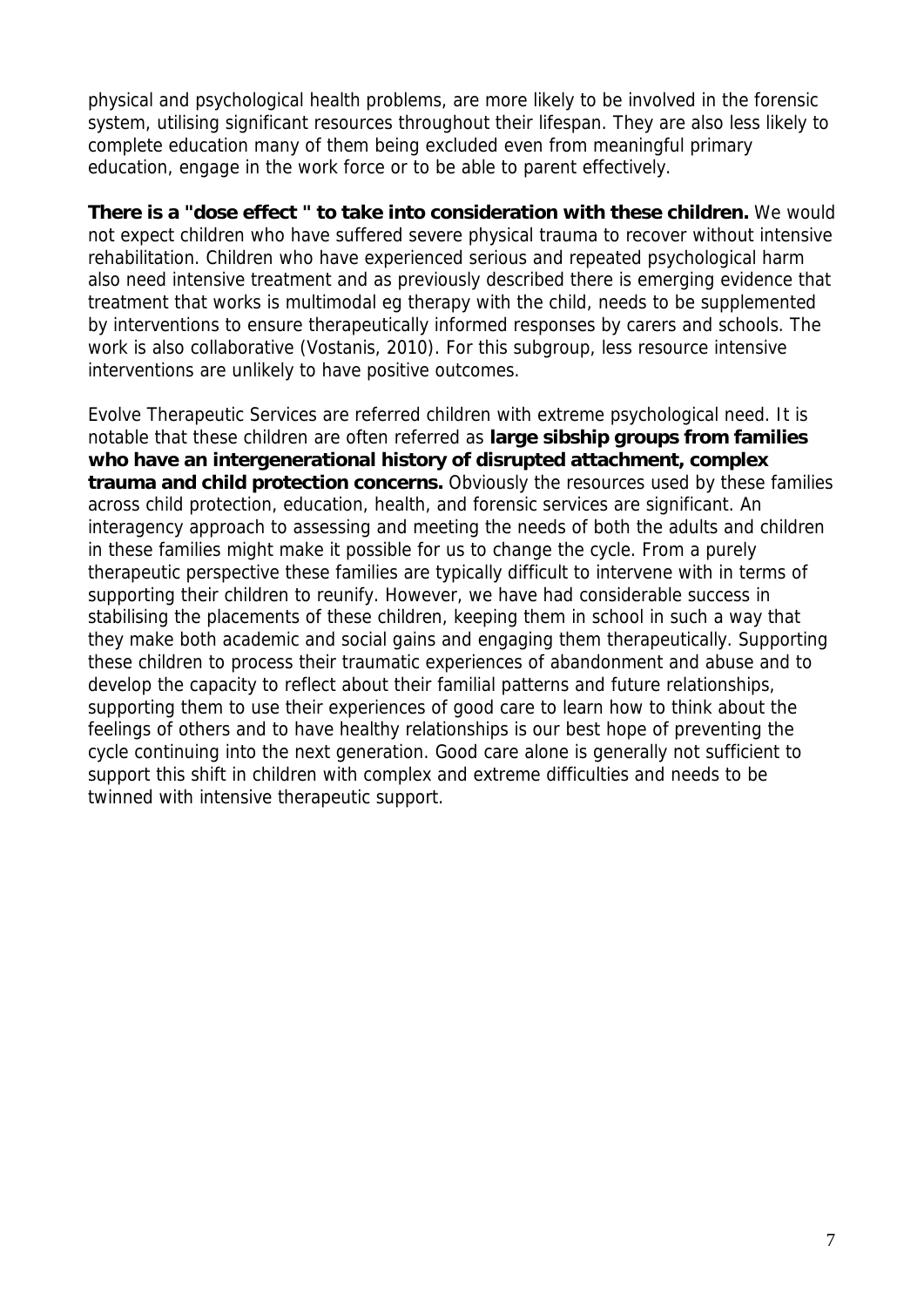physical and psychological health problems, are more likely to be involved in the forensic system, utilising significant resources throughout their lifespan. They are also less likely to complete education many of them being excluded even from meaningful primary education, engage in the work force or to be able to parent effectively.

**There is a "dose effect " to take into consideration with these children.** We would not expect children who have suffered severe physical trauma to recover without intensive rehabilitation. Children who have experienced serious and repeated psychological harm also need intensive treatment and as previously described there is emerging evidence that treatment that works is multimodal eg therapy with the child, needs to be supplemented by interventions to ensure therapeutically informed responses by carers and schools. The work is also collaborative (Vostanis, 2010). For this subgroup, less resource intensive interventions are unlikely to have positive outcomes.

Evolve Therapeutic Services are referred children with extreme psychological need. It is notable that these children are often referred as **large sibship groups from families who have an intergenerational history of disrupted attachment, complex trauma and child protection concerns.** Obviously the resources used by these families across child protection, education, health, and forensic services are significant. An interagency approach to assessing and meeting the needs of both the adults and children in these families might make it possible for us to change the cycle. From a purely therapeutic perspective these families are typically difficult to intervene with in terms of supporting their children to reunify. However, we have had considerable success in stabilising the placements of these children, keeping them in school in such a way that they make both academic and social gains and engaging them therapeutically. Supporting these children to process their traumatic experiences of abandonment and abuse and to develop the capacity to reflect about their familial patterns and future relationships, supporting them to use their experiences of good care to learn how to think about the feelings of others and to have healthy relationships is our best hope of preventing the cycle continuing into the next generation. Good care alone is generally not sufficient to support this shift in children with complex and extreme difficulties and needs to be twinned with intensive therapeutic support.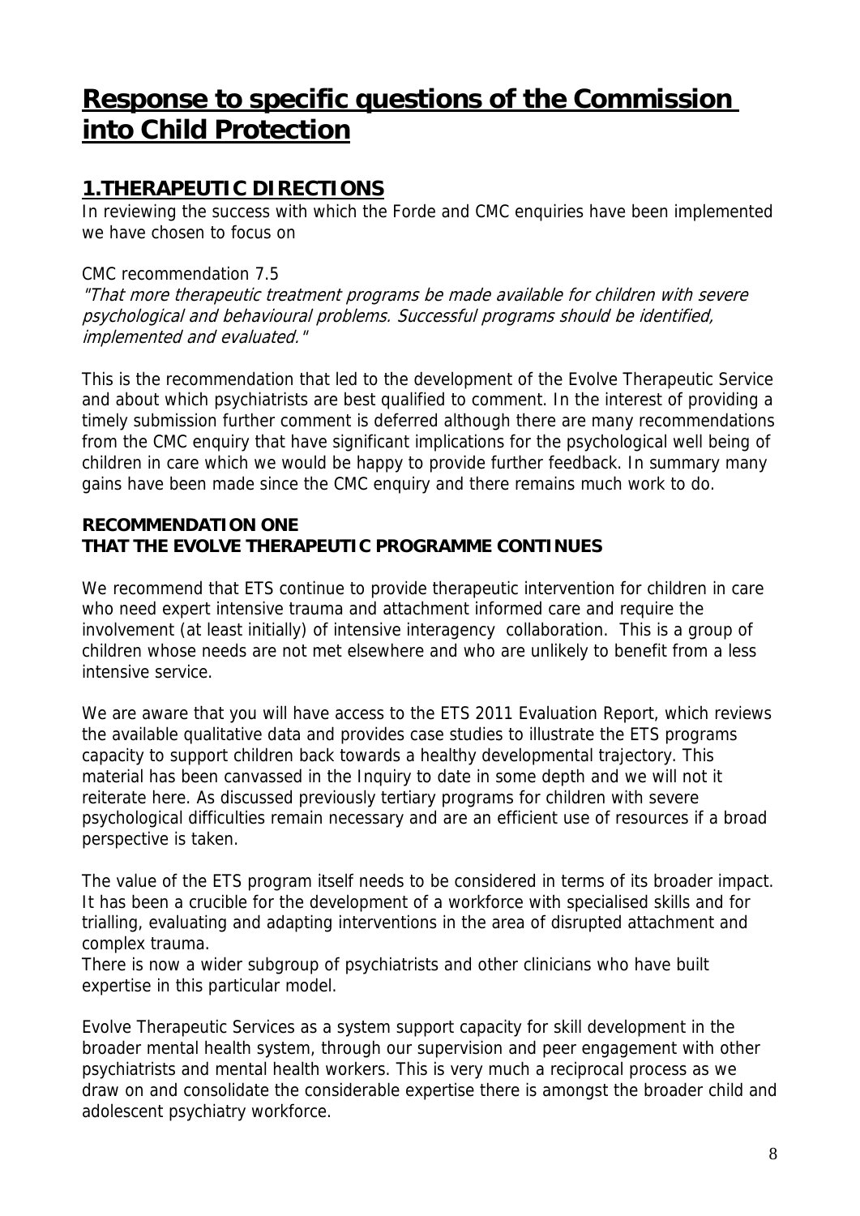# Response to specific questions of the Commission into Child Protection

## 1.THERAPEUTIC DIRECTIONS

In reviewing the success with which the Forde and CMC enquiries have been implemented we have chosen to focus on

CMC recommendation 7.5

*"That more therapeutic treatment programs be made available for children with severe psychological and behavioural problems. Successful programs should be identified, implemented and evaluated."*

This is the recommendation that led to the development of the Evolve Therapeutic Service and about which psychiatrists are best qualified to comment. In the interest of providing a timely submission further comment is deferred although there are many recommendations from the CMC enquiry that have significant implications for the psychological well being of children in care which we would be happy to provide further feedback. In summary many gains have been made since the CMC enquiry and there remains much work to do.

**RECOMMENDATION ONE**
**THAT THE EVOLVE THERAPEUTIC PROGRAMME CONTINUES**

We recommend that ETS continue to provide therapeutic intervention for children in care who need expert intensive trauma and attachment informed care and require the involvement (at least initially) of intensive interagency collaboration. This is a group of children whose needs are not met elsewhere and who are unlikely to benefit from a less intensive service.

We are aware that you will have access to the ETS 2011 Evaluation Report, which reviews the available qualitative data and provides case studies to illustrate the ETS programs capacity to support children back towards a healthy developmental trajectory. This material has been canvassed in the Inquiry to date in some depth and we will not it reiterate here. As discussed previously tertiary programs for children with severe psychological difficulties remain necessary and are an efficient use of resources if a broad perspective is taken.

The value of the ETS program itself needs to be considered in terms of its broader impact. It has been a crucible for the development of a workforce with specialised skills and for trialling, evaluating and adapting interventions in the area of disrupted attachment and complex trauma.
There is now a wider subgroup of psychiatrists and other clinicians who have built expertise in this particular model.

Evolve Therapeutic Services as a system support capacity for skill development in the broader mental health system, through our supervision and peer engagement with other psychiatrists and mental health workers. This is very much a reciprocal process as we draw on and consolidate the considerable expertise there is amongst the broader child and adolescent psychiatry workforce.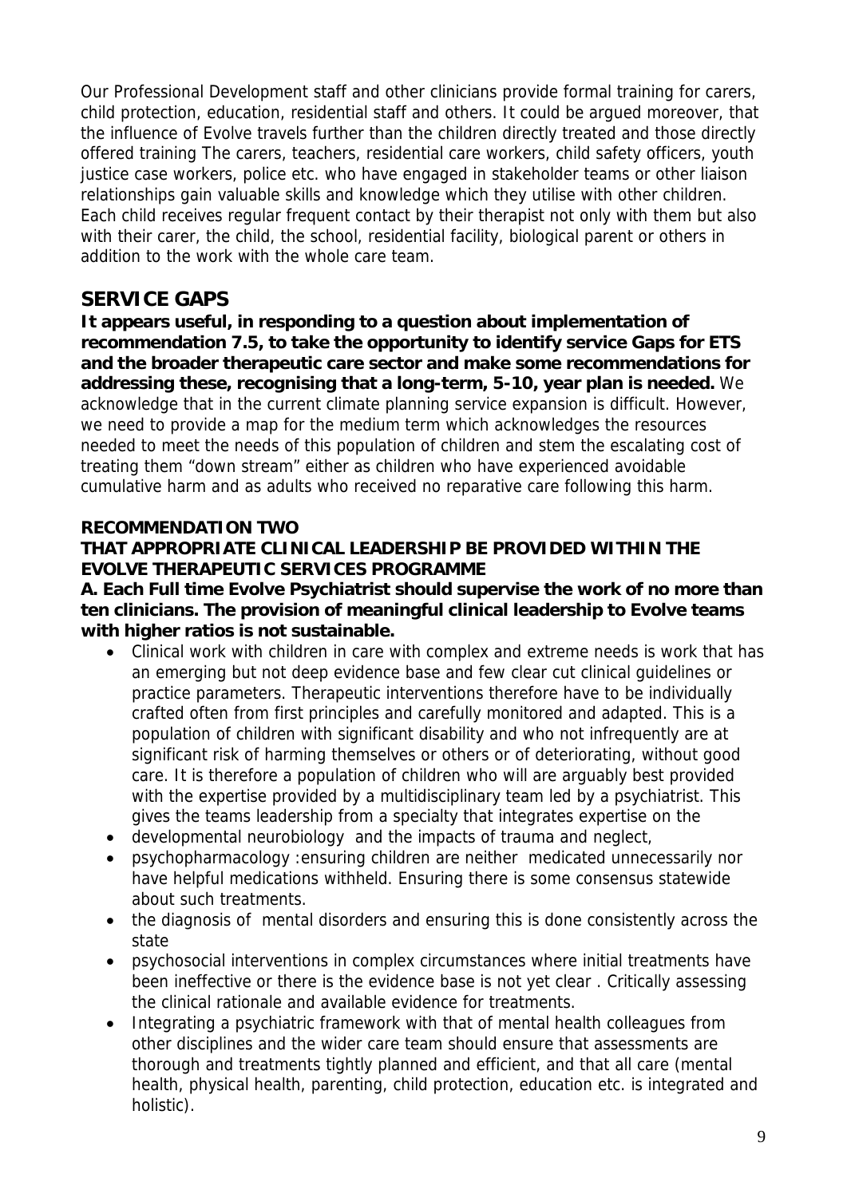Our Professional Development staff and other clinicians provide formal training for carers, child protection, education, residential staff and others. It could be argued moreover, that the influence of Evolve travels further than the children directly treated and those directly offered training The carers, teachers, residential care workers, child safety officers, youth justice case workers, police etc. who have engaged in stakeholder teams or other liaison relationships gain valuable skills and knowledge which they utilise with other children. Each child receives regular frequent contact by their therapist not only with them but also with their carer, the child, the school, residential facility, biological parent or others in addition to the work with the whole care team.

## SERVICE GAPS

**It appears useful, in responding to a question about implementation of recommendation 7.5, to take the opportunity to identify service Gaps for ETS and the broader therapeutic care sector and make some recommendations for addressing these, recognising that a long-term, 5-10, year plan is needed.** We acknowledge that in the current climate planning service expansion is difficult. However, we need to provide a map for the medium term which acknowledges the resources needed to meet the needs of this population of children and stem the escalating cost of treating them "down stream" either as children who have experienced avoidable cumulative harm and as adults who received no reparative care following this harm.

### RECOMMENDATION TWO

### THAT APPROPRIATE CLINICAL LEADERSHIP BE PROVIDED WITHIN THE EVOLVE THERAPEUTIC SERVICES PROGRAMME

**A. Each Full time Evolve Psychiatrist should supervise the work of no more than ten clinicians. The provision of meaningful clinical leadership to Evolve teams with higher ratios is not sustainable.**

- Clinical work with children in care with complex and extreme needs is work that has an emerging but not deep evidence base and few clear cut clinical guidelines or practice parameters. Therapeutic interventions therefore have to be individually crafted often from first principles and carefully monitored and adapted. This is a population of children with significant disability and who not infrequently are at significant risk of harming themselves or others or of deteriorating, without good care. It is therefore a population of children who will are arguably best provided with the expertise provided by a multidisciplinary team led by a psychiatrist. This gives the teams leadership from a specialty that integrates expertise on the
- developmental neurobiology and the impacts of trauma and neglect,
- psychopharmacology :ensuring children are neither medicated unnecessarily nor have helpful medications withheld. Ensuring there is some consensus statewide about such treatments.
- the diagnosis of mental disorders and ensuring this is done consistently across the state
- psychosocial interventions in complex circumstances where initial treatments have been ineffective or there is the evidence base is not yet clear . Critically assessing the clinical rationale and available evidence for treatments.
- Integrating a psychiatric framework with that of mental health colleagues from other disciplines and the wider care team should ensure that assessments are thorough and treatments tightly planned and efficient, and that all care (mental health, physical health, parenting, child protection, education etc. is integrated and holistic).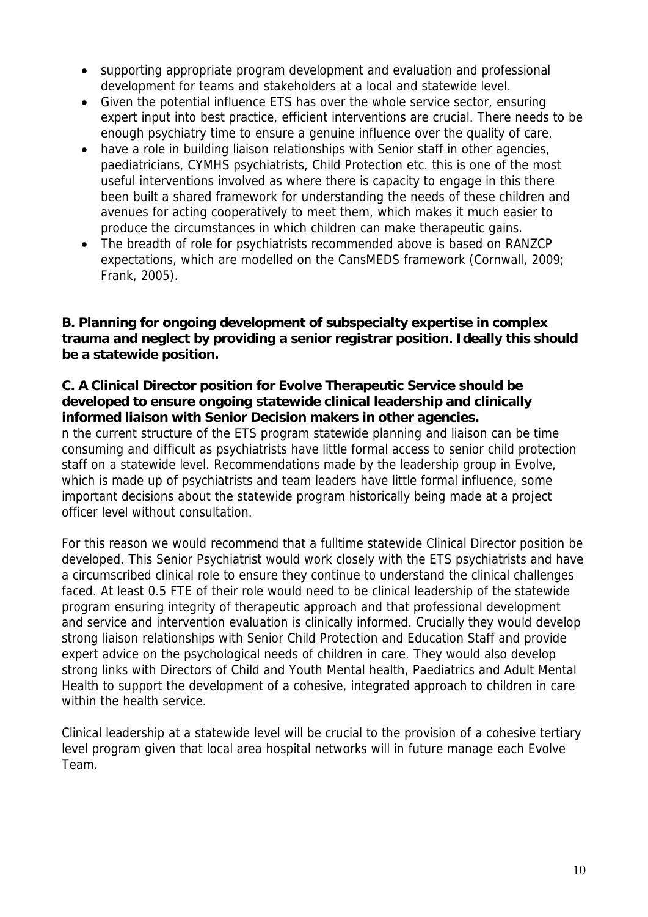- supporting appropriate program development and evaluation and professional development for teams and stakeholders at a local and statewide level.
- Given the potential influence ETS has over the whole service sector, ensuring expert input into best practice, efficient interventions are crucial. There needs to be enough psychiatry time to ensure a genuine influence over the quality of care.
- have a role in building liaison relationships with Senior staff in other agencies, paediatricians, CYMHS psychiatrists, Child Protection etc. this is one of the most useful interventions involved as where there is capacity to engage in this there been built a shared framework for understanding the needs of these children and avenues for acting cooperatively to meet them, which makes it much easier to produce the circumstances in which children can make therapeutic gains.
- The breadth of role for psychiatrists recommended above is based on RANZCP expectations, which are modelled on the CansMEDS framework (Cornwall, 2009; Frank, 2005).

**B. Planning for ongoing development of subspecialty expertise in complex trauma and neglect by providing a senior registrar position. Ideally this should be a statewide position.**

**C. A Clinical Director position for Evolve Therapeutic Service should be developed to ensure ongoing statewide clinical leadership and clinically informed liaison with Senior Decision makers in other agencies.**

n the current structure of the ETS program statewide planning and liaison can be time consuming and difficult as psychiatrists have little formal access to senior child protection staff on a statewide level. Recommendations made by the leadership group in Evolve, which is made up of psychiatrists and team leaders have little formal influence, some important decisions about the statewide program historically being made at a project officer level without consultation.

For this reason we would recommend that a fulltime statewide Clinical Director position be developed. This Senior Psychiatrist would work closely with the ETS psychiatrists and have a circumscribed clinical role to ensure they continue to understand the clinical challenges faced. At least 0.5 FTE of their role would need to be clinical leadership of the statewide program ensuring integrity of therapeutic approach and that professional development and service and intervention evaluation is clinically informed. Crucially they would develop strong liaison relationships with Senior Child Protection and Education Staff and provide expert advice on the psychological needs of children in care. They would also develop strong links with Directors of Child and Youth Mental health, Paediatrics and Adult Mental Health to support the development of a cohesive, integrated approach to children in care within the health service.

Clinical leadership at a statewide level will be crucial to the provision of a cohesive tertiary level program given that local area hospital networks will in future manage each Evolve Team.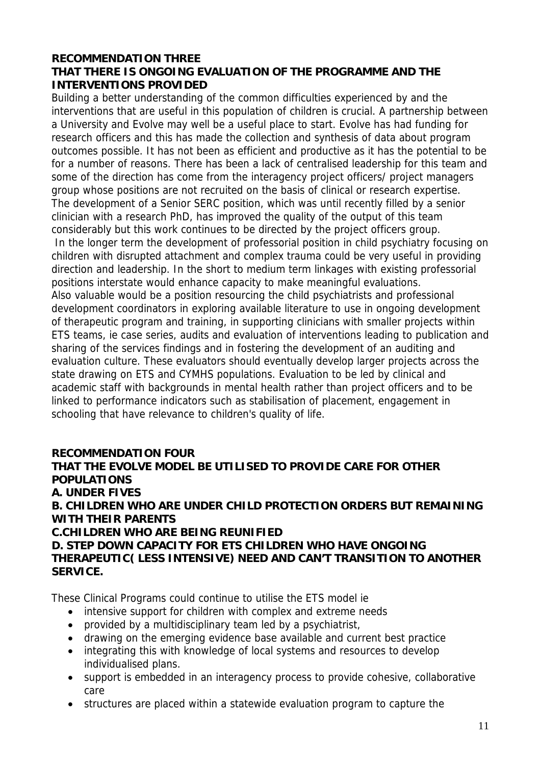**RECOMMENDATION THREE**
**THAT THERE IS ONGOING EVALUATION OF THE PROGRAMME AND THE INTERVENTIONS PROVIDED**

Building a better understanding of the common difficulties experienced by and the interventions that are useful in this population of children is crucial. A partnership between a University and Evolve may well be a useful place to start. Evolve has had funding for research officers and this has made the collection and synthesis of data about program outcomes possible. It has not been as efficient and productive as it has the potential to be for a number of reasons. There has been a lack of centralised leadership for this team and some of the direction has come from the interagency project officers/ project managers group whose positions are not recruited on the basis of clinical or research expertise. The development of a Senior SERC position, which was until recently filled by a senior clinician with a research PhD, has improved the quality of the output of this team considerably but this work continues to be directed by the project officers group.

In the longer term the development of professorial position in child psychiatry focusing on children with disrupted attachment and complex trauma could be very useful in providing direction and leadership. In the short to medium term linkages with existing professorial positions interstate would enhance capacity to make meaningful evaluations.

Also valuable would be a position resourcing the child psychiatrists and professional development coordinators in exploring available literature to use in ongoing development of therapeutic program and training, in supporting clinicians with smaller projects within ETS teams, ie case series, audits and evaluation of interventions leading to publication and sharing of the services findings and in fostering the development of an auditing and evaluation culture. These evaluators should eventually develop larger projects across the state drawing on ETS and CYMHS populations. Evaluation to be led by clinical and academic staff with backgrounds in mental health rather than project officers and to be linked to performance indicators such as stabilisation of placement, engagement in schooling that have relevance to children's quality of life.

**RECOMMENDATION FOUR**
**THAT THE EVOLVE MODEL BE UTILISED TO PROVIDE CARE FOR OTHER POPULATIONS**
**A. UNDER FIVES**
**B. CHILDREN WHO ARE UNDER CHILD PROTECTION ORDERS BUT REMAINING WITH THEIR PARENTS**
**C.CHILDREN WHO ARE BEING REUNIFIED**
**D. STEP DOWN CAPACITY FOR ETS CHILDREN WHO HAVE ONGOING THERAPEUTIC( LESS INTENSIVE) NEED AND CAN'T TRANSITION TO ANOTHER SERVICE.**

These Clinical Programs could continue to utilise the ETS model ie

- intensive support for children with complex and extreme needs
- provided by a multidisciplinary team led by a psychiatrist,
- drawing on the emerging evidence base available and current best practice
- integrating this with knowledge of local systems and resources to develop individualised plans.
- support is embedded in an interagency process to provide cohesive, collaborative care
- structures are placed within a statewide evaluation program to capture the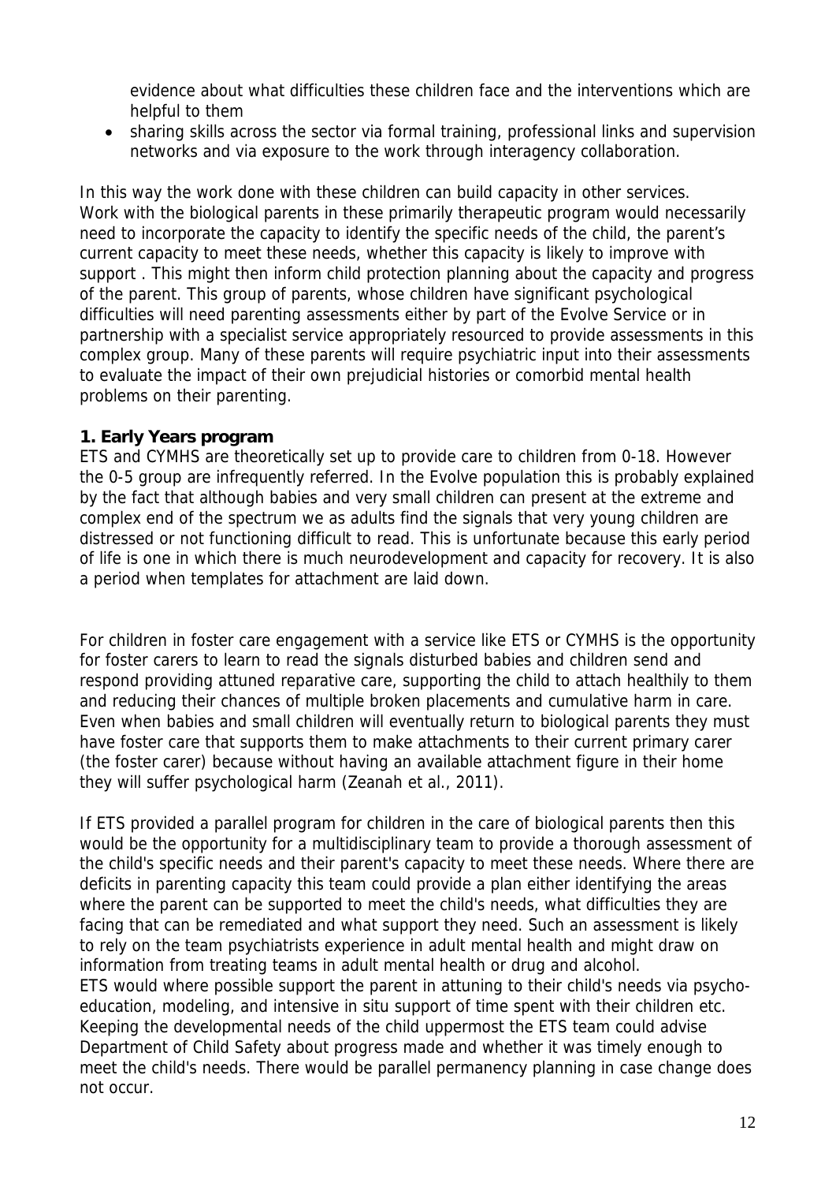evidence about what difficulties these children face and the interventions which are helpful to them

- sharing skills across the sector via formal training, professional links and supervision networks and via exposure to the work through interagency collaboration.

In this way the work done with these children can build capacity in other services. Work with the biological parents in these primarily therapeutic program would necessarily need to incorporate the capacity to identify the specific needs of the child, the parent's current capacity to meet these needs, whether this capacity is likely to improve with support . This might then inform child protection planning about the capacity and progress of the parent. This group of parents, whose children have significant psychological difficulties will need parenting assessments either by part of the Evolve Service or in partnership with a specialist service appropriately resourced to provide assessments in this complex group. Many of these parents will require psychiatric input into their assessments to evaluate the impact of their own prejudicial histories or comorbid mental health problems on their parenting.

**1. Early Years program**

ETS and CYMHS are theoretically set up to provide care to children from 0-18. However the 0-5 group are infrequently referred. In the Evolve population this is probably explained by the fact that although babies and very small children can present at the extreme and complex end of the spectrum we as adults find the signals that very young children are distressed or not functioning difficult to read. This is unfortunate because this early period of life is one in which there is much neurodevelopment and capacity for recovery. It is also a period when templates for attachment are laid down.

For children in foster care engagement with a service like ETS or CYMHS is the opportunity for foster carers to learn to read the signals disturbed babies and children send and respond providing attuned reparative care, supporting the child to attach healthily to them and reducing their chances of multiple broken placements and cumulative harm in care. Even when babies and small children will eventually return to biological parents they must have foster care that supports them to make attachments to their current primary carer (the foster carer) because without having an available attachment figure in their home they will suffer psychological harm (Zeanah et al., 2011).

If ETS provided a parallel program for children in the care of biological parents then this would be the opportunity for a multidisciplinary team to provide a thorough assessment of the child's specific needs and their parent's capacity to meet these needs. Where there are deficits in parenting capacity this team could provide a plan either identifying the areas where the parent can be supported to meet the child's needs, what difficulties they are facing that can be remediated and what support they need. Such an assessment is likely to rely on the team psychiatrists experience in adult mental health and might draw on information from treating teams in adult mental health or drug and alcohol.
ETS would where possible support the parent in attuning to their child's needs via psycho-education, modeling, and intensive in situ support of time spent with their children etc. Keeping the developmental needs of the child uppermost the ETS team could advise Department of Child Safety about progress made and whether it was timely enough to meet the child's needs. There would be parallel permanency planning in case change does not occur.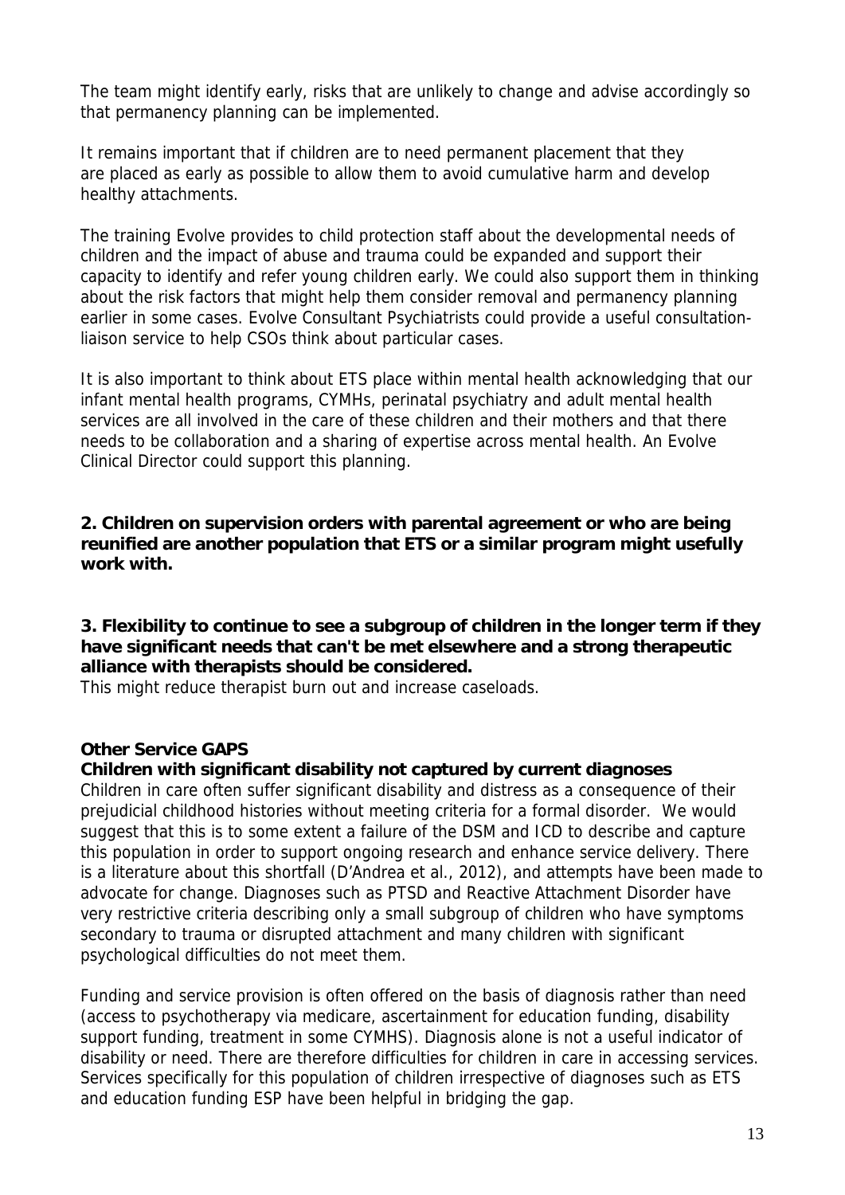The team might identify early, risks that are unlikely to change and advise accordingly so that permanency planning can be implemented.

It remains important that if children are to need permanent placement that they are placed as early as possible to allow them to avoid cumulative harm and develop healthy attachments.

The training Evolve provides to child protection staff about the developmental needs of children and the impact of abuse and trauma could be expanded and support their capacity to identify and refer young children early. We could also support them in thinking about the risk factors that might help them consider removal and permanency planning earlier in some cases. Evolve Consultant Psychiatrists could provide a useful consultation-liaison service to help CSOs think about particular cases.

It is also important to think about ETS place within mental health acknowledging that our infant mental health programs, CYMHs, perinatal psychiatry and adult mental health services are all involved in the care of these children and their mothers and that there needs to be collaboration and a sharing of expertise across mental health. An Evolve Clinical Director could support this planning.

**2. Children on supervision orders with parental agreement or who are being reunified are another population that ETS or a similar program might usefully work with.**

**3. Flexibility to continue to see a subgroup of children in the longer term if they have significant needs that can't be met elsewhere and a strong therapeutic alliance with therapists should be considered.**

This might reduce therapist burn out and increase caseloads.

**Other Service GAPS**

**Children with significant disability not captured by current diagnoses**

Children in care often suffer significant disability and distress as a consequence of their prejudicial childhood histories without meeting criteria for a formal disorder. We would suggest that this is to some extent a failure of the DSM and ICD to describe and capture this population in order to support ongoing research and enhance service delivery. There is a literature about this shortfall (D'Andrea et al., 2012), and attempts have been made to advocate for change. Diagnoses such as PTSD and Reactive Attachment Disorder have very restrictive criteria describing only a small subgroup of children who have symptoms secondary to trauma or disrupted attachment and many children with significant psychological difficulties do not meet them.

Funding and service provision is often offered on the basis of diagnosis rather than need (access to psychotherapy via medicare, ascertainment for education funding, disability support funding, treatment in some CYMHS). Diagnosis alone is not a useful indicator of disability or need. There are therefore difficulties for children in care in accessing services. Services specifically for this population of children irrespective of diagnoses such as ETS and education funding ESP have been helpful in bridging the gap.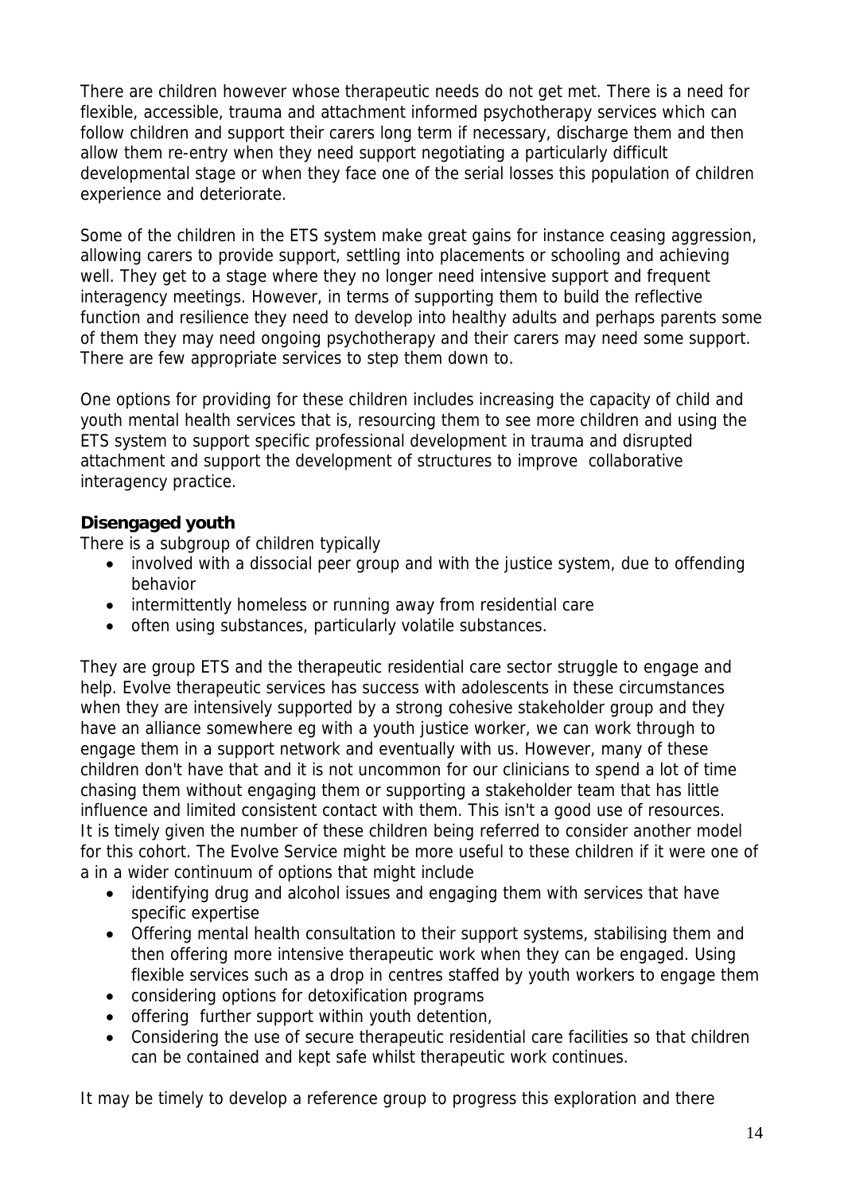There are children however whose therapeutic needs do not get met. There is a need for flexible, accessible, trauma and attachment informed psychotherapy services which can follow children and support their carers long term if necessary, discharge them and then allow them re-entry when they need support negotiating a particularly difficult developmental stage or when they face one of the serial losses this population of children experience and deteriorate.

Some of the children in the ETS system make great gains for instance ceasing aggression, allowing carers to provide support, settling into placements or schooling and achieving well. They get to a stage where they no longer need intensive support and frequent interagency meetings. However, in terms of supporting them to build the reflective function and resilience they need to develop into healthy adults and perhaps parents some of them they may need ongoing psychotherapy and their carers may need some support. There are few appropriate services to step them down to.

One options for providing for these children includes increasing the capacity of child and youth mental health services that is, resourcing them to see more children and using the ETS system to support specific professional development in trauma and disrupted attachment and support the development of structures to improve collaborative interagency practice.

**Disengaged youth**

There is a subgroup of children typically

- involved with a dissocial peer group and with the justice system, due to offending behavior
- intermittently homeless or running away from residential care
- often using substances, particularly volatile substances.

They are group ETS and the therapeutic residential care sector struggle to engage and help. Evolve therapeutic services has success with adolescents in these circumstances when they are intensively supported by a strong cohesive stakeholder group and they have an alliance somewhere eg with a youth justice worker, we can work through to engage them in a support network and eventually with us. However, many of these children don't have that and it is not uncommon for our clinicians to spend a lot of time chasing them without engaging them or supporting a stakeholder team that has little influence and limited consistent contact with them. This isn't a good use of resources. It is timely given the number of these children being referred to consider another model for this cohort. The Evolve Service might be more useful to these children if it were one of a in a wider continuum of options that might include

- identifying drug and alcohol issues and engaging them with services that have specific expertise
- Offering mental health consultation to their support systems, stabilising them and then offering more intensive therapeutic work when they can be engaged. Using flexible services such as a drop in centres staffed by youth workers to engage them
- considering options for detoxification programs
- offering further support within youth detention,
- Considering the use of secure therapeutic residential care facilities so that children can be contained and kept safe whilst therapeutic work continues.

It may be timely to develop a reference group to progress this exploration and there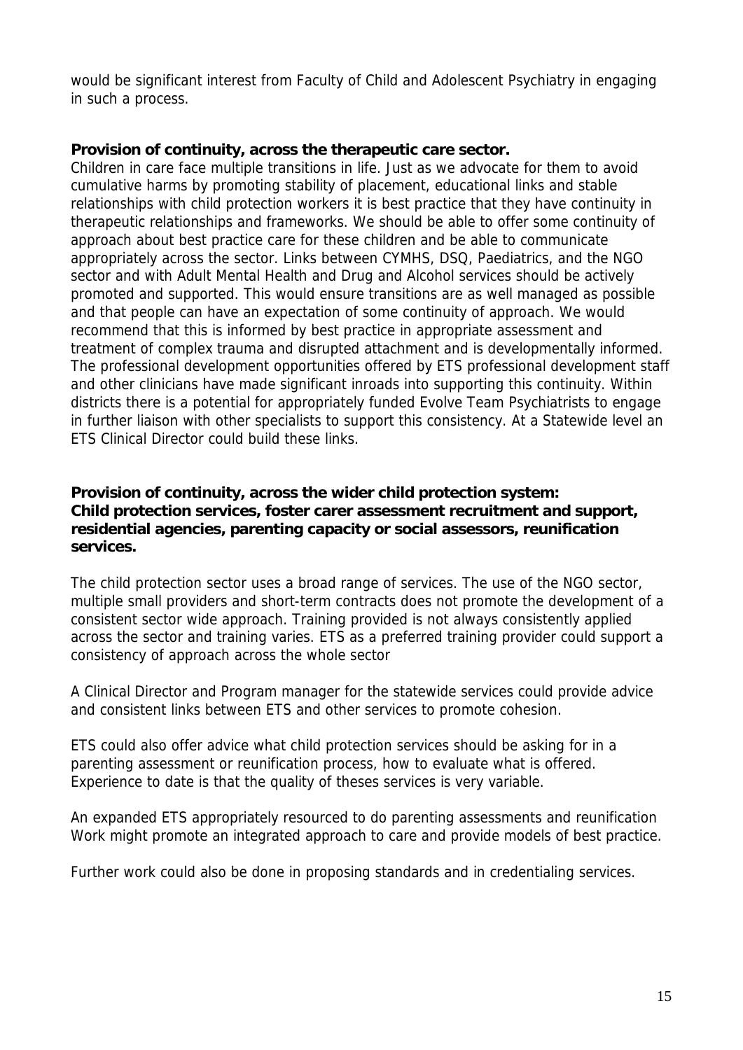would be significant interest from Faculty of Child and Adolescent Psychiatry in engaging in such a process.

**Provision of continuity, across the therapeutic care sector.**

Children in care face multiple transitions in life. Just as we advocate for them to avoid cumulative harms by promoting stability of placement, educational links and stable relationships with child protection workers it is best practice that they have continuity in therapeutic relationships and frameworks. We should be able to offer some continuity of approach about best practice care for these children and be able to communicate appropriately across the sector. Links between CYMHS, DSQ, Paediatrics, and the NGO sector and with Adult Mental Health and Drug and Alcohol services should be actively promoted and supported. This would ensure transitions are as well managed as possible and that people can have an expectation of some continuity of approach. We would recommend that this is informed by best practice in appropriate assessment and treatment of complex trauma and disrupted attachment and is developmentally informed. The professional development opportunities offered by ETS professional development staff and other clinicians have made significant inroads into supporting this continuity. Within districts there is a potential for appropriately funded Evolve Team Psychiatrists to engage in further liaison with other specialists to support this consistency. At a Statewide level an ETS Clinical Director could build these links.

**Provision of continuity, across the wider child protection system: Child protection services, foster carer assessment recruitment and support, residential agencies, parenting capacity or social assessors, reunification services.**

The child protection sector uses a broad range of services. The use of the NGO sector, multiple small providers and short-term contracts does not promote the development of a consistent sector wide approach. Training provided is not always consistently applied across the sector and training varies. ETS as a preferred training provider could support a consistency of approach across the whole sector

A Clinical Director and Program manager for the statewide services could provide advice and consistent links between ETS and other services to promote cohesion.

ETS could also offer advice what child protection services should be asking for in a parenting assessment or reunification process, how to evaluate what is offered. Experience to date is that the quality of theses services is very variable.

An expanded ETS appropriately resourced to do parenting assessments and reunification Work might promote an integrated approach to care and provide models of best practice.

Further work could also be done in proposing standards and in credentialing services.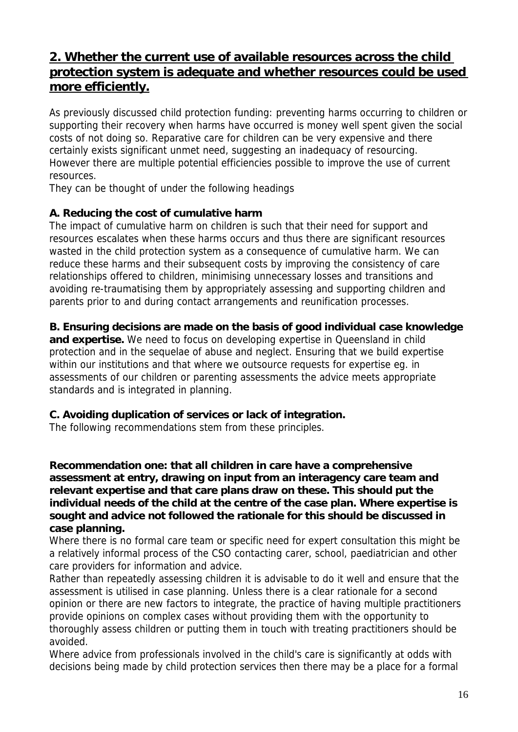## 2. Whether the current use of available resources across the child protection system is adequate and whether resources could be used more efficiently.

As previously discussed child protection funding: preventing harms occurring to children or supporting their recovery when harms have occurred is money well spent given the social costs of not doing so. Reparative care for children can be very expensive and there certainly exists significant unmet need, suggesting an inadequacy of resourcing. However there are multiple potential efficiencies possible to improve the use of current resources.

They can be thought of under the following headings

**A. Reducing the cost of cumulative harm**

The impact of cumulative harm on children is such that their need for support and resources escalates when these harms occurs and thus there are significant resources wasted in the child protection system as a consequence of cumulative harm. We can reduce these harms and their subsequent costs by improving the consistency of care relationships offered to children, minimising unnecessary losses and transitions and avoiding re-traumatising them by appropriately assessing and supporting children and parents prior to and during contact arrangements and reunification processes.

**B. Ensuring decisions are made on the basis of good individual case knowledge and expertise.** We need to focus on developing expertise in Queensland in child protection and in the sequelae of abuse and neglect. Ensuring that we build expertise within our institutions and that where we outsource requests for expertise eg. in assessments of our children or parenting assessments the advice meets appropriate standards and is integrated in planning.

**C. Avoiding duplication of services or lack of integration.**

The following recommendations stem from these principles.

**Recommendation one: that all children in care have a comprehensive assessment at entry, drawing on input from an interagency care team and relevant expertise and that care plans draw on these. This should put the individual needs of the child at the centre of the case plan. Where expertise is sought and advice not followed the rationale for this should be discussed in case planning.**

Where there is no formal care team or specific need for expert consultation this might be a relatively informal process of the CSO contacting carer, school, paediatrician and other care providers for information and advice.

Rather than repeatedly assessing children it is advisable to do it well and ensure that the assessment is utilised in case planning. Unless there is a clear rationale for a second opinion or there are new factors to integrate, the practice of having multiple practitioners provide opinions on complex cases without providing them with the opportunity to thoroughly assess children or putting them in touch with treating practitioners should be avoided.

Where advice from professionals involved in the child's care is significantly at odds with decisions being made by child protection services then there may be a place for a formal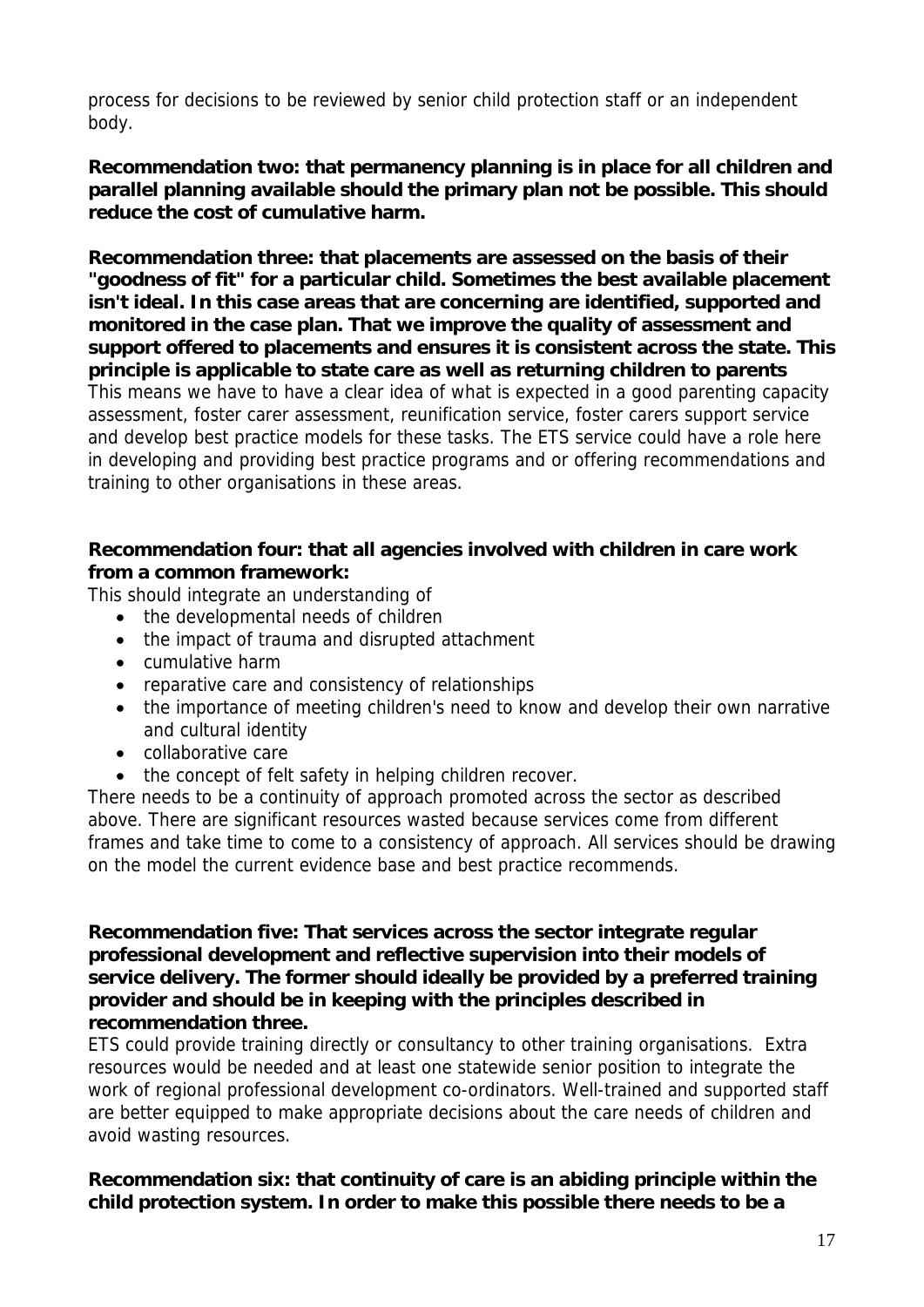process for decisions to be reviewed by senior child protection staff or an independent body.

**Recommendation two: that permanency planning is in place for all children and parallel planning available should the primary plan not be possible. This should reduce the cost of cumulative harm.**

**Recommendation three: that placements are assessed on the basis of their "goodness of fit" for a particular child. Sometimes the best available placement isn't ideal. In this case areas that are concerning are identified, supported and monitored in the case plan. That we improve the quality of assessment and support offered to placements and ensures it is consistent across the state. This principle is applicable to state care as well as returning children to parents**
This means we have to have a clear idea of what is expected in a good parenting capacity assessment, foster carer assessment, reunification service, foster carers support service and develop best practice models for these tasks. The ETS service could have a role here in developing and providing best practice programs and or offering recommendations and training to other organisations in these areas.

**Recommendation four: that all agencies involved with children in care work from a common framework:**
This should integrate an understanding of

- the developmental needs of children
- the impact of trauma and disrupted attachment
- cumulative harm
- reparative care and consistency of relationships
- the importance of meeting children's need to know and develop their own narrative and cultural identity
- collaborative care
- the concept of felt safety in helping children recover.

There needs to be a continuity of approach promoted across the sector as described above. There are significant resources wasted because services come from different frames and take time to come to a consistency of approach. All services should be drawing on the model the current evidence base and best practice recommends.

**Recommendation five: That services across the sector integrate regular professional development and reflective supervision into their models of service delivery. The former should ideally be provided by a preferred training provider and should be in keeping with the principles described in recommendation three.**
ETS could provide training directly or consultancy to other training organisations. Extra resources would be needed and at least one statewide senior position to integrate the work of regional professional development co-ordinators. Well-trained and supported staff are better equipped to make appropriate decisions about the care needs of children and avoid wasting resources.

**Recommendation six: that continuity of care is an abiding principle within the child protection system. In order to make this possible there needs to be a**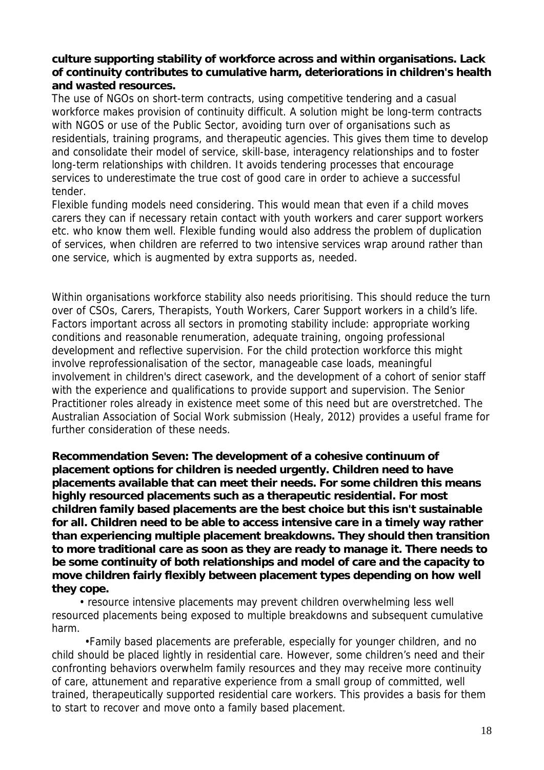**culture supporting stability of workforce across and within organisations. Lack of continuity contributes to cumulative harm, deteriorations in children's health and wasted resources.**

The use of NGOs on short-term contracts, using competitive tendering and a casual workforce makes provision of continuity difficult. A solution might be long-term contracts with NGOS or use of the Public Sector, avoiding turn over of organisations such as residentials, training programs, and therapeutic agencies. This gives them time to develop and consolidate their model of service, skill-base, interagency relationships and to foster long-term relationships with children. It avoids tendering processes that encourage services to underestimate the true cost of good care in order to achieve a successful tender.

Flexible funding models need considering. This would mean that even if a child moves carers they can if necessary retain contact with youth workers and carer support workers etc. who know them well. Flexible funding would also address the problem of duplication of services, when children are referred to two intensive services wrap around rather than one service, which is augmented by extra supports as, needed.

Within organisations workforce stability also needs prioritising. This should reduce the turn over of CSOs, Carers, Therapists, Youth Workers, Carer Support workers in a child's life. Factors important across all sectors in promoting stability include: appropriate working conditions and reasonable renumeration, adequate training, ongoing professional development and reflective supervision. For the child protection workforce this might involve reprofessionalisation of the sector, manageable case loads, meaningful involvement in children's direct casework, and the development of a cohort of senior staff with the experience and qualifications to provide support and supervision. The Senior Practitioner roles already in existence meet some of this need but are overstretched. The Australian Association of Social Work submission (Healy, 2012) provides a useful frame for further consideration of these needs.

**Recommendation Seven: The development of a cohesive continuum of placement options for children is needed urgently. Children need to have placements available that can meet their needs. For some children this means highly resourced placements such as a therapeutic residential. For most children family based placements are the best choice but this isn't sustainable for all. Children need to be able to access intensive care in a timely way rather than experiencing multiple placement breakdowns. They should then transition to more traditional care as soon as they are ready to manage it. There needs to be some continuity of both relationships and model of care and the capacity to move children fairly flexibly between placement types depending on how well they cope.**

- resource intensive placements may prevent children overwhelming less well resourced placements being exposed to multiple breakdowns and subsequent cumulative harm.
- Family based placements are preferable, especially for younger children, and no child should be placed lightly in residential care. However, some children's need and their confronting behaviors overwhelm family resources and they may receive more continuity of care, attunement and reparative experience from a small group of committed, well trained, therapeutically supported residential care workers. This provides a basis for them to start to recover and move onto a family based placement.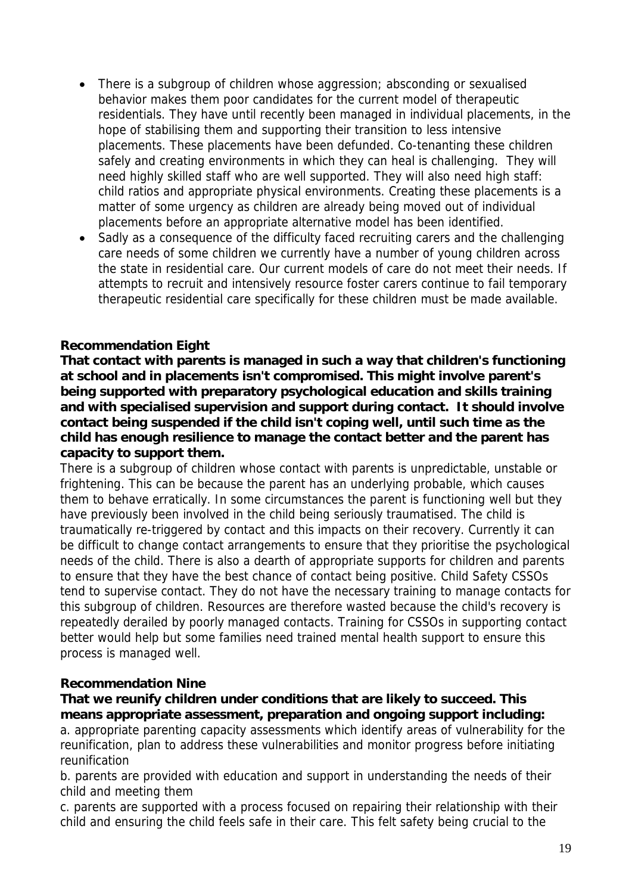- There is a subgroup of children whose aggression; absconding or sexualised behavior makes them poor candidates for the current model of therapeutic residentials. They have until recently been managed in individual placements, in the hope of stabilising them and supporting their transition to less intensive placements. These placements have been defunded. Co-tenanting these children safely and creating environments in which they can heal is challenging. They will need highly skilled staff who are well supported. They will also need high staff: child ratios and appropriate physical environments. Creating these placements is a matter of some urgency as children are already being moved out of individual placements before an appropriate alternative model has been identified.
- Sadly as a consequence of the difficulty faced recruiting carers and the challenging care needs of some children we currently have a number of young children across the state in residential care. Our current models of care do not meet their needs. If attempts to recruit and intensively resource foster carers continue to fail temporary therapeutic residential care specifically for these children must be made available.

**Recommendation Eight**

**That contact with parents is managed in such a way that children's functioning at school and in placements isn't compromised. This might involve parent's being supported with preparatory psychological education and skills training and with specialised supervision and support during contact. It should involve contact being suspended if the child isn't coping well, until such time as the child has enough resilience to manage the contact better and the parent has capacity to support them.**

There is a subgroup of children whose contact with parents is unpredictable, unstable or frightening. This can be because the parent has an underlying probable, which causes them to behave erratically. In some circumstances the parent is functioning well but they have previously been involved in the child being seriously traumatised. The child is traumatically re-triggered by contact and this impacts on their recovery. Currently it can be difficult to change contact arrangements to ensure that they prioritise the psychological needs of the child. There is also a dearth of appropriate supports for children and parents to ensure that they have the best chance of contact being positive. Child Safety CSSOs tend to supervise contact. They do not have the necessary training to manage contacts for this subgroup of children. Resources are therefore wasted because the child's recovery is repeatedly derailed by poorly managed contacts. Training for CSSOs in supporting contact better would help but some families need trained mental health support to ensure this process is managed well.

**Recommendation Nine**

**That we reunify children under conditions that are likely to succeed. This means appropriate assessment, preparation and ongoing support including:**

a. appropriate parenting capacity assessments which identify areas of vulnerability for the reunification, plan to address these vulnerabilities and monitor progress before initiating reunification

b. parents are provided with education and support in understanding the needs of their child and meeting them

c. parents are supported with a process focused on repairing their relationship with their child and ensuring the child feels safe in their care. This felt safety being crucial to the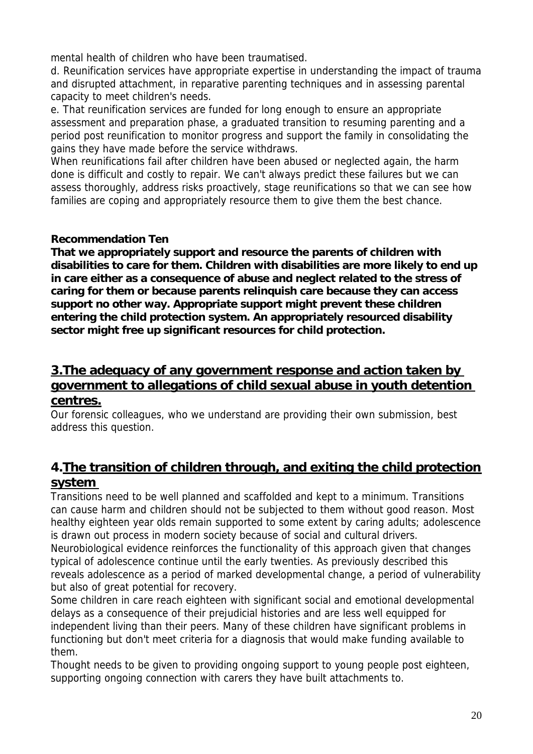mental health of children who have been traumatised.

d. Reunification services have appropriate expertise in understanding the impact of trauma and disrupted attachment, in reparative parenting techniques and in assessing parental capacity to meet children's needs.

e. That reunification services are funded for long enough to ensure an appropriate assessment and preparation phase, a graduated transition to resuming parenting and a period post reunification to monitor progress and support the family in consolidating the gains they have made before the service withdraws.

When reunifications fail after children have been abused or neglected again, the harm done is difficult and costly to repair. We can't always predict these failures but we can assess thoroughly, address risks proactively, stage reunifications so that we can see how families are coping and appropriately resource them to give them the best chance.

**Recommendation Ten**

**That we appropriately support and resource the parents of children with disabilities to care for them. Children with disabilities are more likely to end up in care either as a consequence of abuse and neglect related to the stress of caring for them or because parents relinquish care because they can access support no other way. Appropriate support might prevent these children entering the child protection system. An appropriately resourced disability sector might free up significant resources for child protection.**

## 3.The adequacy of any government response and action taken by government to allegations of child sexual abuse in youth detention centres.

Our forensic colleagues, who we understand are providing their own submission, best address this question.

## 4.The transition of children through, and exiting the child protection system

Transitions need to be well planned and scaffolded and kept to a minimum. Transitions can cause harm and children should not be subjected to them without good reason. Most healthy eighteen year olds remain supported to some extent by caring adults; adolescence is drawn out process in modern society because of social and cultural drivers. Neurobiological evidence reinforces the functionality of this approach given that changes typical of adolescence continue until the early twenties. As previously described this reveals adolescence as a period of marked developmental change, a period of vulnerability but also of great potential for recovery.

Some children in care reach eighteen with significant social and emotional developmental delays as a consequence of their prejudicial histories and are less well equipped for independent living than their peers. Many of these children have significant problems in functioning but don't meet criteria for a diagnosis that would make funding available to them.

Thought needs to be given to providing ongoing support to young people post eighteen, supporting ongoing connection with carers they have built attachments to.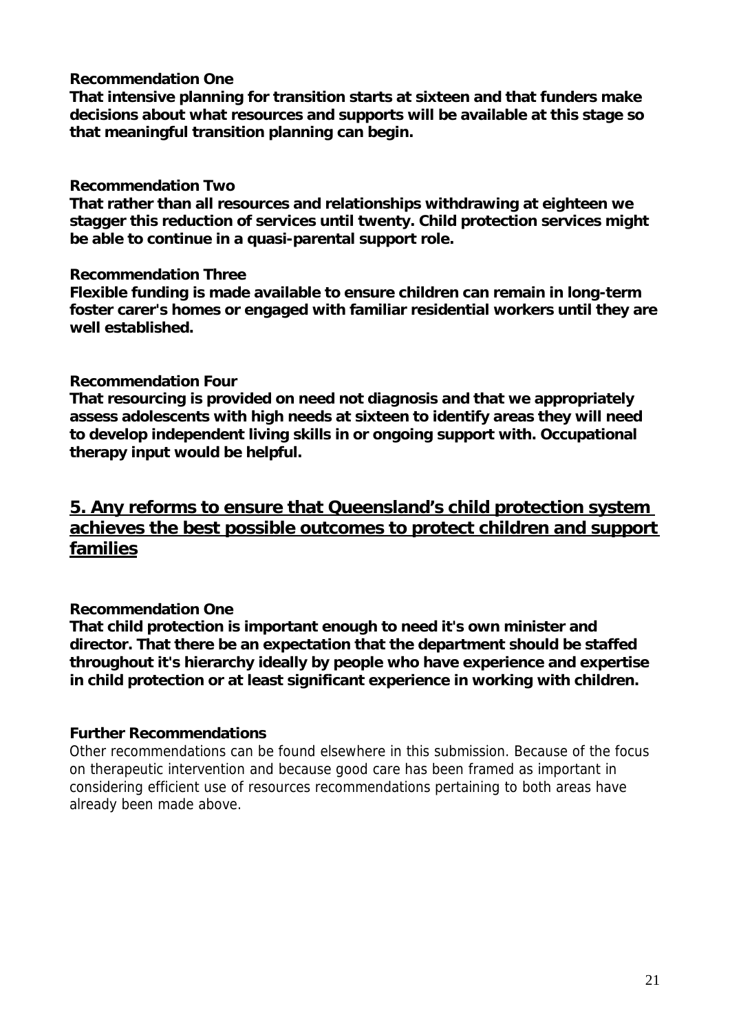**Recommendation One**
**That intensive planning for transition starts at sixteen and that funders make decisions about what resources and supports will be available at this stage so that meaningful transition planning can begin.**

**Recommendation Two**
**That rather than all resources and relationships withdrawing at eighteen we stagger this reduction of services until twenty. Child protection services might be able to continue in a quasi-parental support role.**

**Recommendation Three**
**Flexible funding is made available to ensure children can remain in long-term foster carer's homes or engaged with familiar residential workers until they are well established.**

**Recommendation Four**
**That resourcing is provided on need not diagnosis and that we appropriately assess adolescents with high needs at sixteen to identify areas they will need to develop independent living skills in or ongoing support with. Occupational therapy input would be helpful.**

## 5. Any reforms to ensure that Queensland's child protection system achieves the best possible outcomes to protect children and support families

**Recommendation One**
**That child protection is important enough to need it's own minister and director. That there be an expectation that the department should be staffed throughout it's hierarchy ideally by people who have experience and expertise in child protection or at least significant experience in working with children.**

**Further Recommendations**
Other recommendations can be found elsewhere in this submission. Because of the focus on therapeutic intervention and because good care has been framed as important in considering efficient use of resources recommendations pertaining to both areas have already been made above.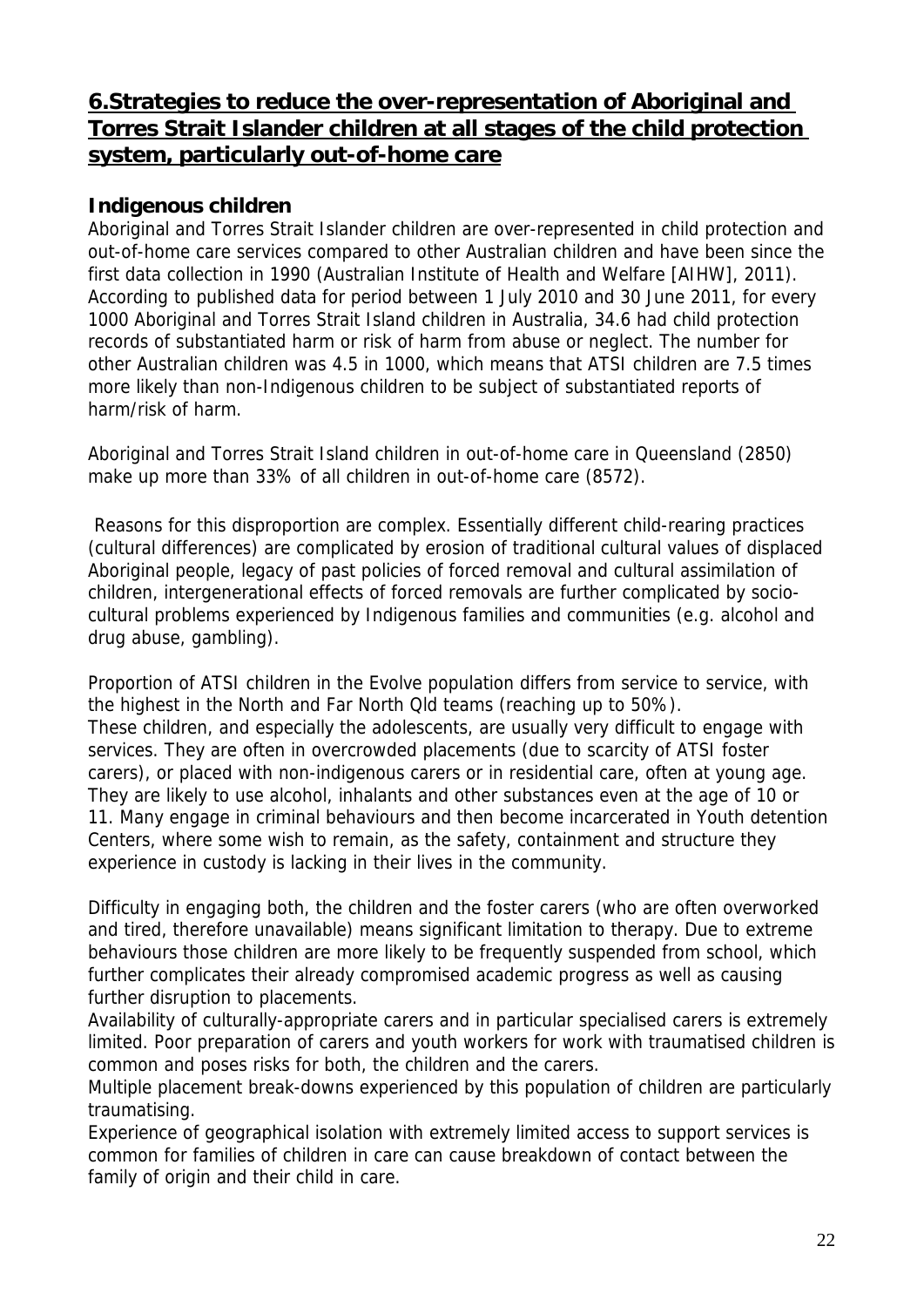## 6.Strategies to reduce the over-representation of Aboriginal and Torres Strait Islander children at all stages of the child protection system, particularly out-of-home care

### Indigenous children

Aboriginal and Torres Strait Islander children are over-represented in child protection and out-of-home care services compared to other Australian children and have been since the first data collection in 1990 (Australian Institute of Health and Welfare [AIHW], 2011). According to published data for period between 1 July 2010 and 30 June 2011, for every 1000 Aboriginal and Torres Strait Island children in Australia, 34.6 had child protection records of substantiated harm or risk of harm from abuse or neglect. The number for other Australian children was 4.5 in 1000, which means that ATSI children are 7.5 times more likely than non-Indigenous children to be subject of substantiated reports of harm/risk of harm.

Aboriginal and Torres Strait Island children in out-of-home care in Queensland (2850) make up more than 33% of all children in out-of-home care (8572).

Reasons for this disproportion are complex. Essentially different child-rearing practices (cultural differences) are complicated by erosion of traditional cultural values of displaced Aboriginal people, legacy of past policies of forced removal and cultural assimilation of children, intergenerational effects of forced removals are further complicated by socio-cultural problems experienced by Indigenous families and communities (e.g. alcohol and drug abuse, gambling).

Proportion of ATSI children in the Evolve population differs from service to service, with the highest in the North and Far North Qld teams (reaching up to 50%).
These children, and especially the adolescents, are usually very difficult to engage with services. They are often in overcrowded placements (due to scarcity of ATSI foster carers), or placed with non-indigenous carers or in residential care, often at young age. They are likely to use alcohol, inhalants and other substances even at the age of 10 or 11. Many engage in criminal behaviours and then become incarcerated in Youth detention Centers, where some wish to remain, as the safety, containment and structure they experience in custody is lacking in their lives in the community.

Difficulty in engaging both, the children and the foster carers (who are often overworked and tired, therefore unavailable) means significant limitation to therapy. Due to extreme behaviours those children are more likely to be frequently suspended from school, which further complicates their already compromised academic progress as well as causing further disruption to placements.
Availability of culturally-appropriate carers and in particular specialised carers is extremely limited. Poor preparation of carers and youth workers for work with traumatised children is common and poses risks for both, the children and the carers.
Multiple placement break-downs experienced by this population of children are particularly traumatising.
Experience of geographical isolation with extremely limited access to support services is common for families of children in care can cause breakdown of contact between the family of origin and their child in care.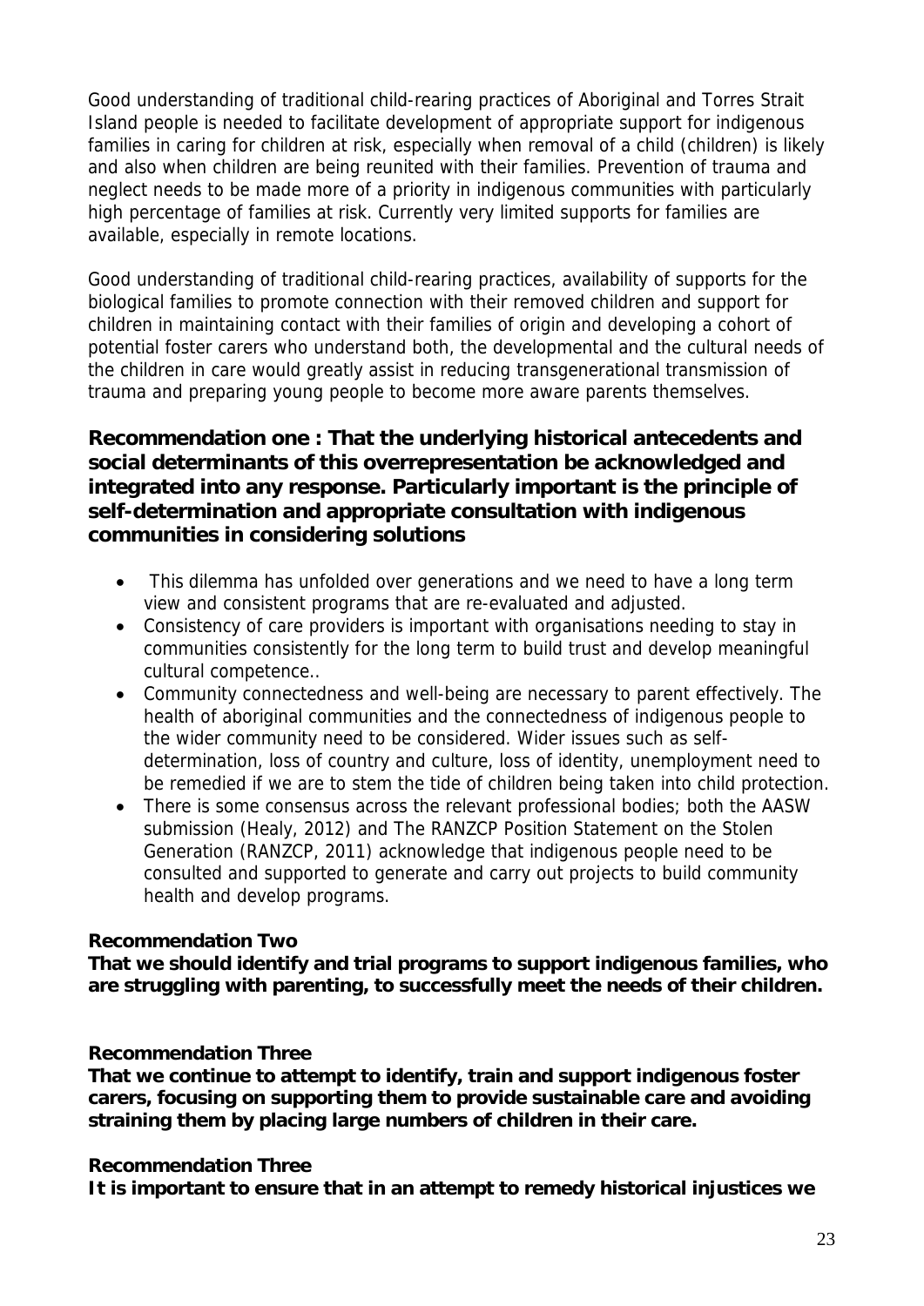Good understanding of traditional child-rearing practices of Aboriginal and Torres Strait Island people is needed to facilitate development of appropriate support for indigenous families in caring for children at risk, especially when removal of a child (children) is likely and also when children are being reunited with their families. Prevention of trauma and neglect needs to be made more of a priority in indigenous communities with particularly high percentage of families at risk. Currently very limited supports for families are available, especially in remote locations.

Good understanding of traditional child-rearing practices, availability of supports for the biological families to promote connection with their removed children and support for children in maintaining contact with their families of origin and developing a cohort of potential foster carers who understand both, the developmental and the cultural needs of the children in care would greatly assist in reducing transgenerational transmission of trauma and preparing young people to become more aware parents themselves.

### Recommendation one : That the underlying historical antecedents and social determinants of this overrepresentation be acknowledged and integrated into any response. Particularly important is the principle of self-determination and appropriate consultation with indigenous communities in considering solutions

- This dilemma has unfolded over generations and we need to have a long term view and consistent programs that are re-evaluated and adjusted.
- Consistency of care providers is important with organisations needing to stay in communities consistently for the long term to build trust and develop meaningful cultural competence..
- Community connectedness and well-being are necessary to parent effectively. The health of aboriginal communities and the connectedness of indigenous people to the wider community need to be considered. Wider issues such as self-determination, loss of country and culture, loss of identity, unemployment need to be remedied if we are to stem the tide of children being taken into child protection.
- There is some consensus across the relevant professional bodies; both the AASW submission (Healy, 2012) and The RANZCP Position Statement on the Stolen Generation (RANZCP, 2011) acknowledge that indigenous people need to be consulted and supported to generate and carry out projects to build community health and develop programs.

**Recommendation Two**
**That we should identify and trial programs to support indigenous families, who are struggling with parenting, to successfully meet the needs of their children.**

**Recommendation Three**
**That we continue to attempt to identify, train and support indigenous foster carers, focusing on supporting them to provide sustainable care and avoiding straining them by placing large numbers of children in their care.**

**Recommendation Three**
**It is important to ensure that in an attempt to remedy historical injustices we**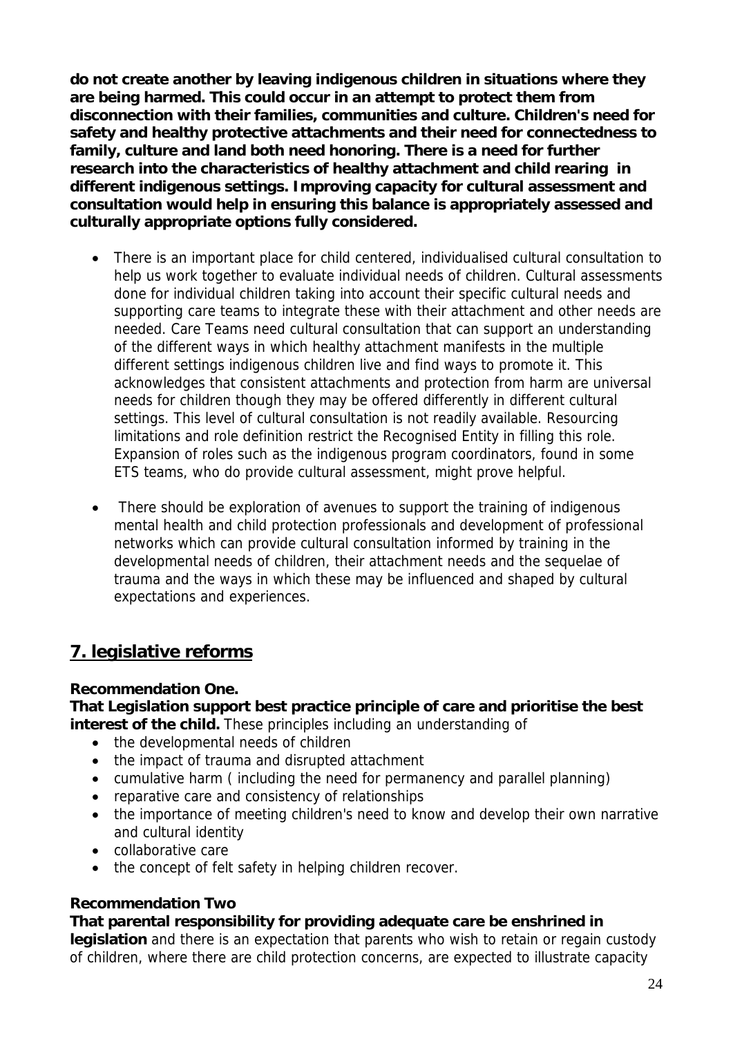**do not create another by leaving indigenous children in situations where they are being harmed. This could occur in an attempt to protect them from disconnection with their families, communities and culture. Children's need for safety and healthy protective attachments and their need for connectedness to family, culture and land both need honoring. There is a need for further research into the characteristics of healthy attachment and child rearing in different indigenous settings. Improving capacity for cultural assessment and consultation would help in ensuring this balance is appropriately assessed and culturally appropriate options fully considered.**

- There is an important place for child centered, individualised cultural consultation to help us work together to evaluate individual needs of children. Cultural assessments done for individual children taking into account their specific cultural needs and supporting care teams to integrate these with their attachment and other needs are needed. Care Teams need cultural consultation that can support an understanding of the different ways in which healthy attachment manifests in the multiple different settings indigenous children live and find ways to promote it. This acknowledges that consistent attachments and protection from harm are universal needs for children though they may be offered differently in different cultural settings. This level of cultural consultation is not readily available. Resourcing limitations and role definition restrict the Recognised Entity in filling this role. Expansion of roles such as the indigenous program coordinators, found in some ETS teams, who do provide cultural assessment, might prove helpful.

- There should be exploration of avenues to support the training of indigenous mental health and child protection professionals and development of professional networks which can provide cultural consultation informed by training in the developmental needs of children, their attachment needs and the sequelae of trauma and the ways in which these may be influenced and shaped by cultural expectations and experiences.

## 7. legislative reforms

**Recommendation One.**

**That Legislation support best practice principle of care and prioritise the best interest of the child.** These principles including an understanding of

- the developmental needs of children
- the impact of trauma and disrupted attachment
- cumulative harm ( including the need for permanency and parallel planning)
- reparative care and consistency of relationships
- the importance of meeting children's need to know and develop their own narrative and cultural identity
- collaborative care
- the concept of felt safety in helping children recover.

**Recommendation Two**

**That parental responsibility for providing adequate care be enshrined in legislation** and there is an expectation that parents who wish to retain or regain custody of children, where there are child protection concerns, are expected to illustrate capacity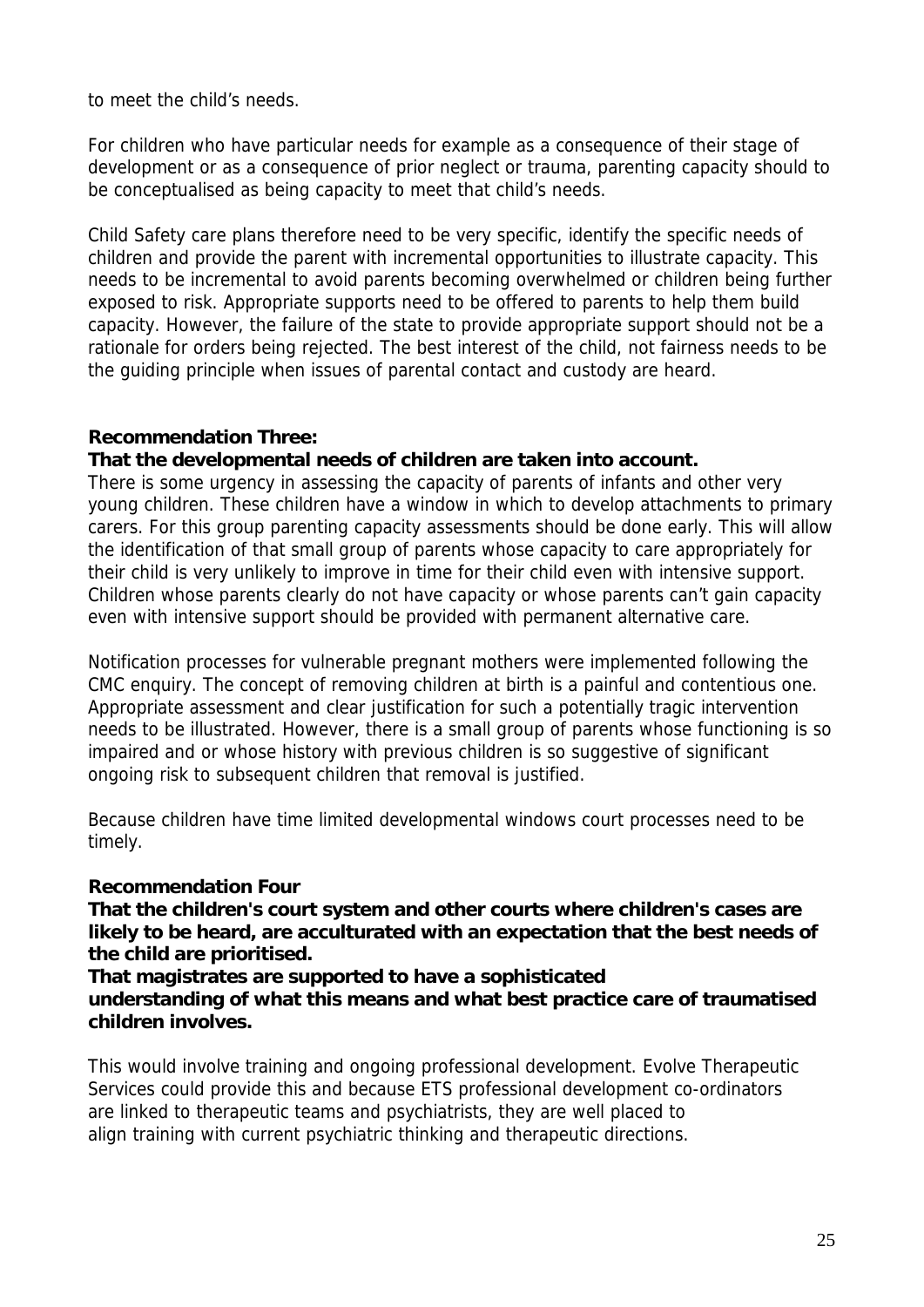to meet the child's needs.

For children who have particular needs for example as a consequence of their stage of development or as a consequence of prior neglect or trauma, parenting capacity should to be conceptualised as being capacity to meet that child's needs.

Child Safety care plans therefore need to be very specific, identify the specific needs of children and provide the parent with incremental opportunities to illustrate capacity. This needs to be incremental to avoid parents becoming overwhelmed or children being further exposed to risk. Appropriate supports need to be offered to parents to help them build capacity. However, the failure of the state to provide appropriate support should not be a rationale for orders being rejected. The best interest of the child, not fairness needs to be the guiding principle when issues of parental contact and custody are heard.

**Recommendation Three:**
**That the developmental needs of children are taken into account.**
There is some urgency in assessing the capacity of parents of infants and other very young children. These children have a window in which to develop attachments to primary carers. For this group parenting capacity assessments should be done early. This will allow the identification of that small group of parents whose capacity to care appropriately for their child is very unlikely to improve in time for their child even with intensive support. Children whose parents clearly do not have capacity or whose parents can't gain capacity even with intensive support should be provided with permanent alternative care.

Notification processes for vulnerable pregnant mothers were implemented following the CMC enquiry. The concept of removing children at birth is a painful and contentious one. Appropriate assessment and clear justification for such a potentially tragic intervention needs to be illustrated. However, there is a small group of parents whose functioning is so impaired and or whose history with previous children is so suggestive of significant ongoing risk to subsequent children that removal is justified.

Because children have time limited developmental windows court processes need to be timely.

**Recommendation Four**
**That the children's court system and other courts where children's cases are likely to be heard, are acculturated with an expectation that the best needs of the child are prioritised.**
**That magistrates are supported to have a sophisticated understanding of what this means and what best practice care of traumatised children involves.**

This would involve training and ongoing professional development. Evolve Therapeutic Services could provide this and because ETS professional development co-ordinators are linked to therapeutic teams and psychiatrists, they are well placed to align training with current psychiatric thinking and therapeutic directions.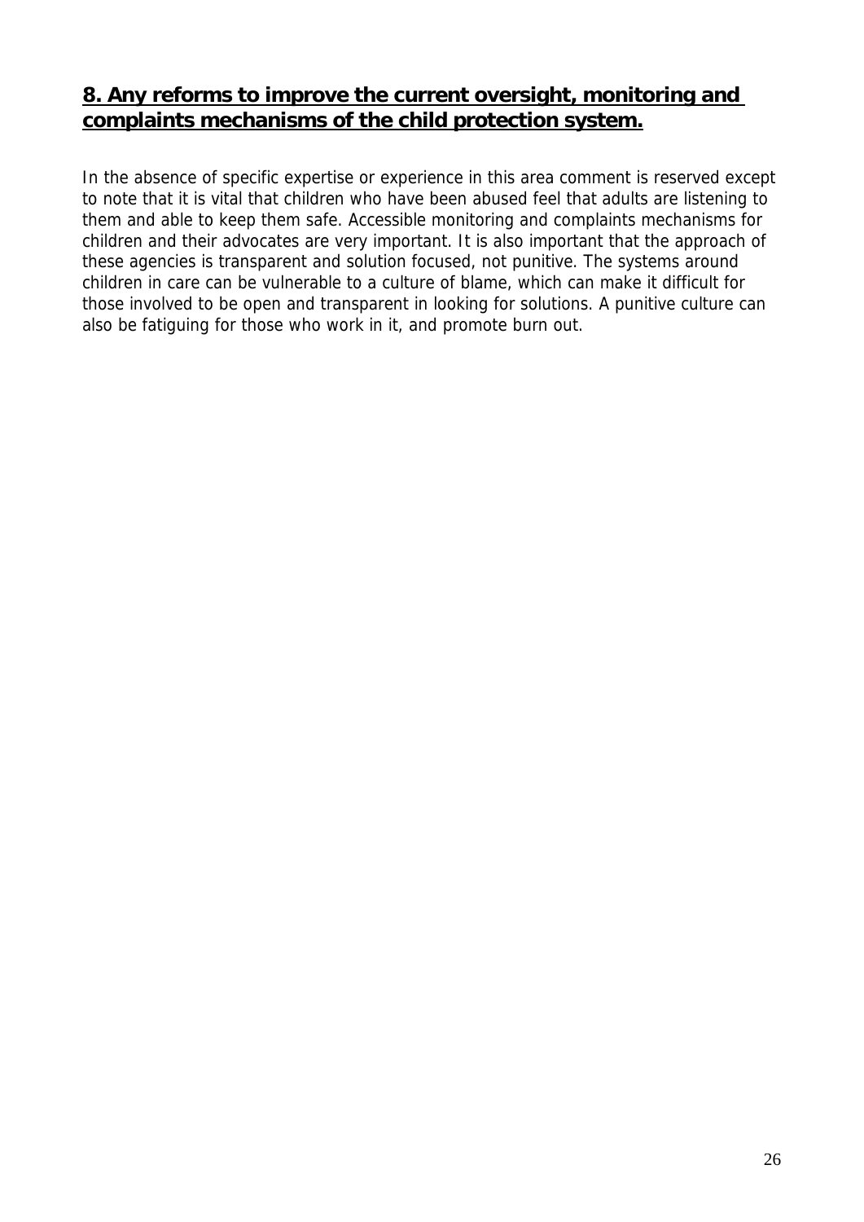## 8. Any reforms to improve the current oversight, monitoring and complaints mechanisms of the child protection system.

In the absence of specific expertise or experience in this area comment is reserved except to note that it is vital that children who have been abused feel that adults are listening to them and able to keep them safe. Accessible monitoring and complaints mechanisms for children and their advocates are very important. It is also important that the approach of these agencies is transparent and solution focused, not punitive. The systems around children in care can be vulnerable to a culture of blame, which can make it difficult for those involved to be open and transparent in looking for solutions. A punitive culture can also be fatiguing for those who work in it, and promote burn out.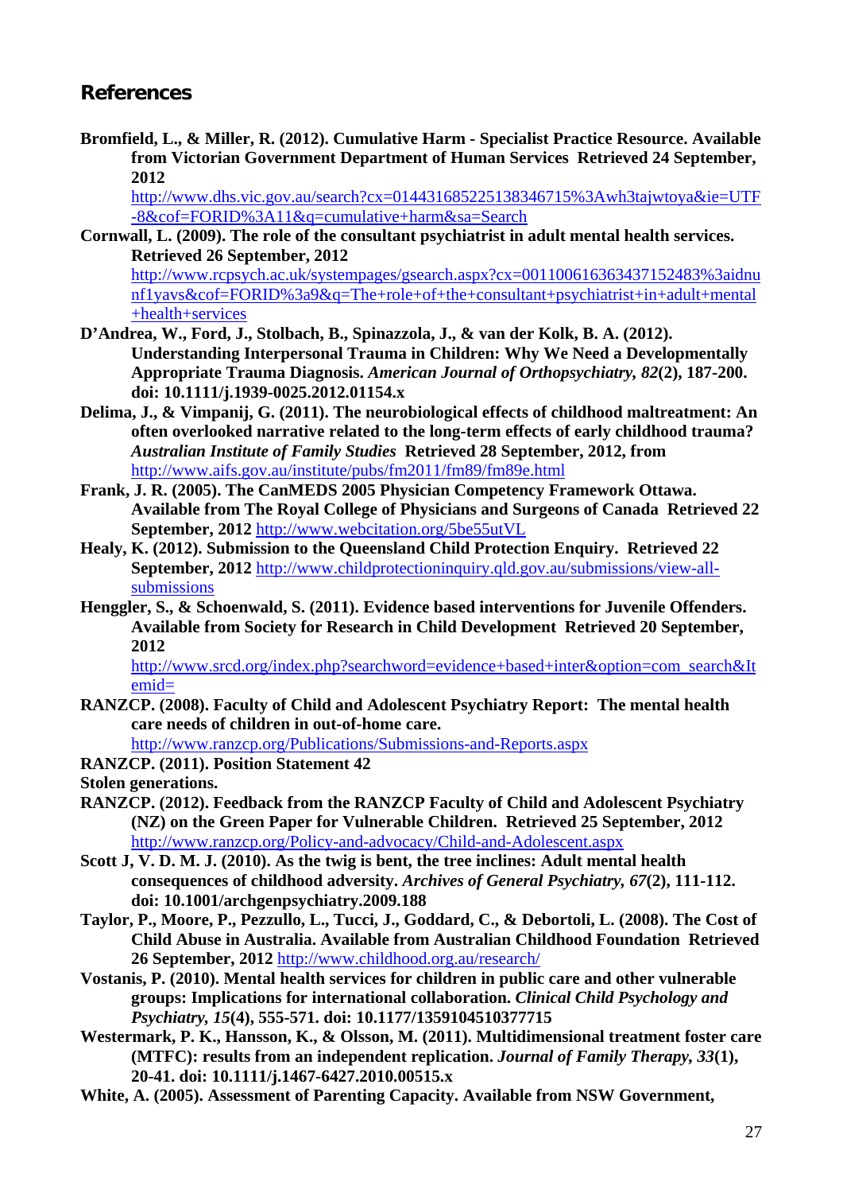## References

**Bromfield, L., & Miller, R. (2012). Cumulative Harm - Specialist Practice Resource. Available from Victorian Government Department of Human Services Retrieved 24 September, 2012** http://www.dhs.vic.gov.au/search?cx=014431685225138346715%3Awh3tajwtoya&ie=UTF-8&cof=FORID%3A11&q=cumulative+harm&sa=Search

**Cornwall, L. (2009). The role of the consultant psychiatrist in adult mental health services. Retrieved 26 September, 2012** http://www.rcpsych.ac.uk/systempages/gsearch.aspx?cx=001100616363437152483%3aidnunf1yavs&cof=FORID%3a9&q=The+role+of+the+consultant+psychiatrist+in+adult+mental+health+services

**D'Andrea, W., Ford, J., Stolbach, B., Spinazzola, J., & van der Kolk, B. A. (2012). Understanding Interpersonal Trauma in Children: Why We Need a Developmentally Appropriate Trauma Diagnosis. *American Journal of Orthopsychiatry, 82*(2), 187-200. doi: 10.1111/j.1939-0025.2012.01154.x**

**Delima, J., & Vimpanij, G. (2011). The neurobiological effects of childhood maltreatment: An often overlooked narrative related to the long-term effects of early childhood trauma? *Australian Institute of Family Studies* Retrieved 28 September, 2012, from** http://www.aifs.gov.au/institute/pubs/fm2011/fm89/fm89e.html

**Frank, J. R. (2005). The CanMEDS 2005 Physician Competency Framework Ottawa. Available from The Royal College of Physicians and Surgeons of Canada Retrieved 22 September, 2012** http://www.webcitation.org/5be55utVL

**Healy, K. (2012). Submission to the Queensland Child Protection Enquiry. Retrieved 22 September, 2012** http://www.childprotectioninquiry.qld.gov.au/submissions/view-all-submissions

**Henggler, S., & Schoenwald, S. (2011). Evidence based interventions for Juvenile Offenders. Available from Society for Research in Child Development Retrieved 20 September, 2012** http://www.srcd.org/index.php?searchword=evidence+based+inter&option=com_search&Itemid=

**RANZCP. (2008). Faculty of Child and Adolescent Psychiatry Report: The mental health care needs of children in out-of-home care.** http://www.ranzcp.org/Publications/Submissions-and-Reports.aspx

**RANZCP. (2011). Position Statement 42**

**Stolen generations.**

**RANZCP. (2012). Feedback from the RANZCP Faculty of Child and Adolescent Psychiatry (NZ) on the Green Paper for Vulnerable Children. Retrieved 25 September, 2012** http://www.ranzcp.org/Policy-and-advocacy/Child-and-Adolescent.aspx

**Scott J, V. D. M. J. (2010). As the twig is bent, the tree inclines: Adult mental health consequences of childhood adversity. *Archives of General Psychiatry, 67*(2), 111-112. doi: 10.1001/archgenpsychiatry.2009.188**

**Taylor, P., Moore, P., Pezzullo, L., Tucci, J., Goddard, C., & Debortoli, L. (2008). The Cost of Child Abuse in Australia. Available from Australian Childhood Foundation Retrieved 26 September, 2012** http://www.childhood.org.au/research/

**Vostanis, P. (2010). Mental health services for children in public care and other vulnerable groups: Implications for international collaboration. *Clinical Child Psychology and Psychiatry, 15*(4), 555-571. doi: 10.1177/1359104510377715**

**Westermark, P. K., Hansson, K., & Olsson, M. (2011). Multidimensional treatment foster care (MTFC): results from an independent replication. *Journal of Family Therapy, 33*(1), 20-41. doi: 10.1111/j.1467-6427.2010.00515.x**

**White, A. (2005). Assessment of Parenting Capacity. Available from NSW Government,**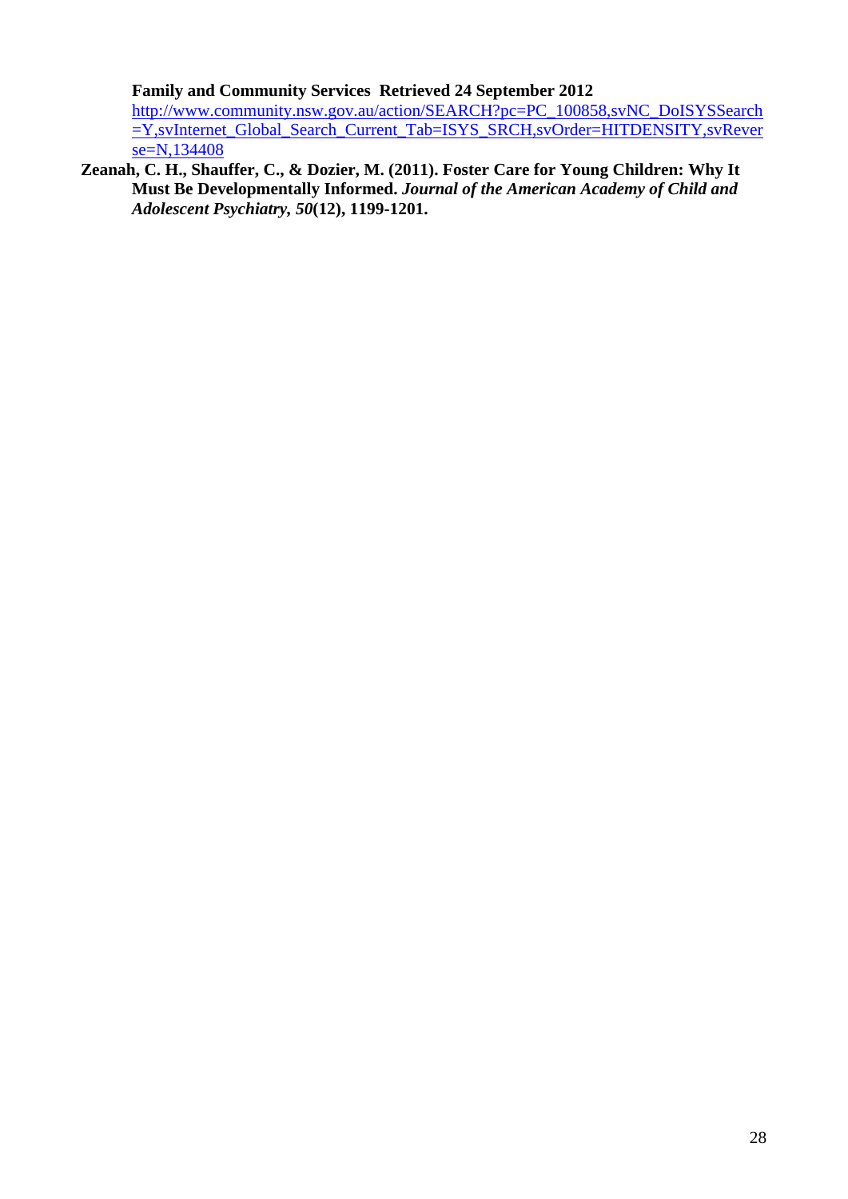**Family and Community Services Retrieved 24 September 2012**
http://www.community.nsw.gov.au/action/SEARCH?pc=PC_100858,svNC_DoISYSSearch=Y,svInternet_Global_Search_Current_Tab=ISYS_SRCH,svOrder=HITDENSITY,svReverse=N,134408

**Zeanah, C. H., Shauffer, C., & Dozier, M. (2011). Foster Care for Young Children: Why It Must Be Developmentally Informed. *Journal of the American Academy of Child and Adolescent Psychiatry, 50*(12), 1199-1201.**